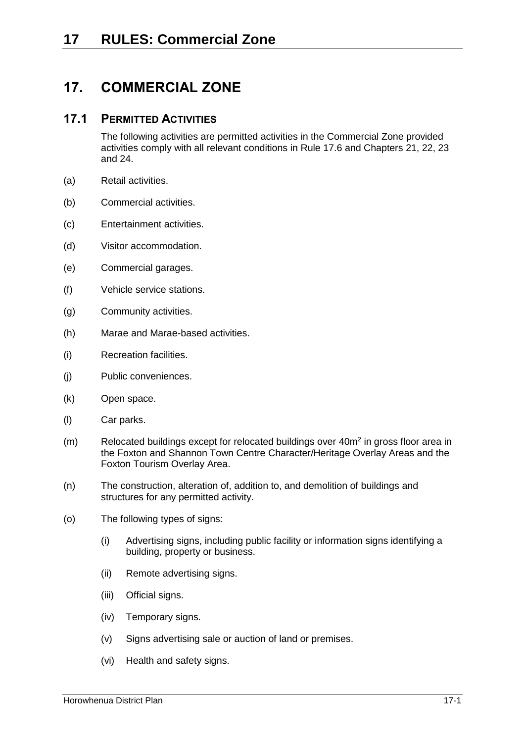# 17. COMMERCIAL ZONE

## 17.1 PERMITTED ACTIVITIES

The following activities are permitted activities in the Commercial Zone provided activities comply with all relevant conditions in Rule 17.6 and Chapters 21, 22, 23 and 24.

(a) Retail activities.

(b) Commercial activities.

(c) Entertainment activities.

(d) Visitor accommodation.

(e) Commercial garages.

(f) Vehicle service stations.

(g) Community activities.

(h) Marae and Marae-based activities.

(i) Recreation facilities.

(j) Public conveniences.

(k) Open space.

(l) Car parks.

(m) Relocated buildings except for relocated buildings over 40m$^2$ in gross floor area in the Foxton and Shannon Town Centre Character/Heritage Overlay Areas and the Foxton Tourism Overlay Area.

(n) The construction, alteration of, addition to, and demolition of buildings and structures for any permitted activity.

(o) The following types of signs:

   (i) Advertising signs, including public facility or information signs identifying a building, property or business.

   (ii) Remote advertising signs.

   (iii) Official signs.

   (iv) Temporary signs.

   (v) Signs advertising sale or auction of land or premises.

   (vi) Health and safety signs.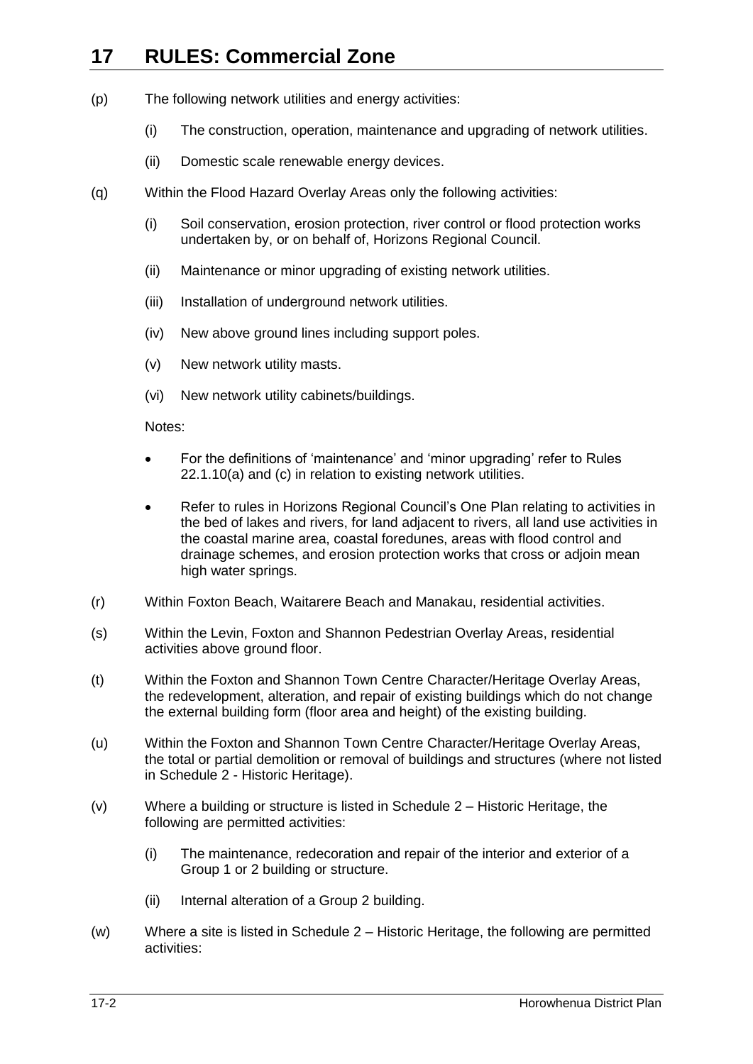# 17 RULES: Commercial Zone

(p) The following network utilities and energy activities:

  (i) The construction, operation, maintenance and upgrading of network utilities.

  (ii) Domestic scale renewable energy devices.

(q) Within the Flood Hazard Overlay Areas only the following activities:

  (i) Soil conservation, erosion protection, river control or flood protection works undertaken by, or on behalf of, Horizons Regional Council.

  (ii) Maintenance or minor upgrading of existing network utilities.

  (iii) Installation of underground network utilities.

  (iv) New above ground lines including support poles.

  (v) New network utility masts.

  (vi) New network utility cabinets/buildings.

  Notes:

  - For the definitions of 'maintenance' and 'minor upgrading' refer to Rules 22.1.10(a) and (c) in relation to existing network utilities.
  - Refer to rules in Horizons Regional Council's One Plan relating to activities in the bed of lakes and rivers, for land adjacent to rivers, all land use activities in the coastal marine area, coastal foredunes, areas with flood control and drainage schemes, and erosion protection works that cross or adjoin mean high water springs.

(r) Within Foxton Beach, Waitarere Beach and Manakau, residential activities.

(s) Within the Levin, Foxton and Shannon Pedestrian Overlay Areas, residential activities above ground floor.

(t) Within the Foxton and Shannon Town Centre Character/Heritage Overlay Areas, the redevelopment, alteration, and repair of existing buildings which do not change the external building form (floor area and height) of the existing building.

(u) Within the Foxton and Shannon Town Centre Character/Heritage Overlay Areas, the total or partial demolition or removal of buildings and structures (where not listed in Schedule 2 - Historic Heritage).

(v) Where a building or structure is listed in Schedule 2 – Historic Heritage, the following are permitted activities:

  (i) The maintenance, redecoration and repair of the interior and exterior of a Group 1 or 2 building or structure.

  (ii) Internal alteration of a Group 2 building.

(w) Where a site is listed in Schedule 2 – Historic Heritage, the following are permitted activities: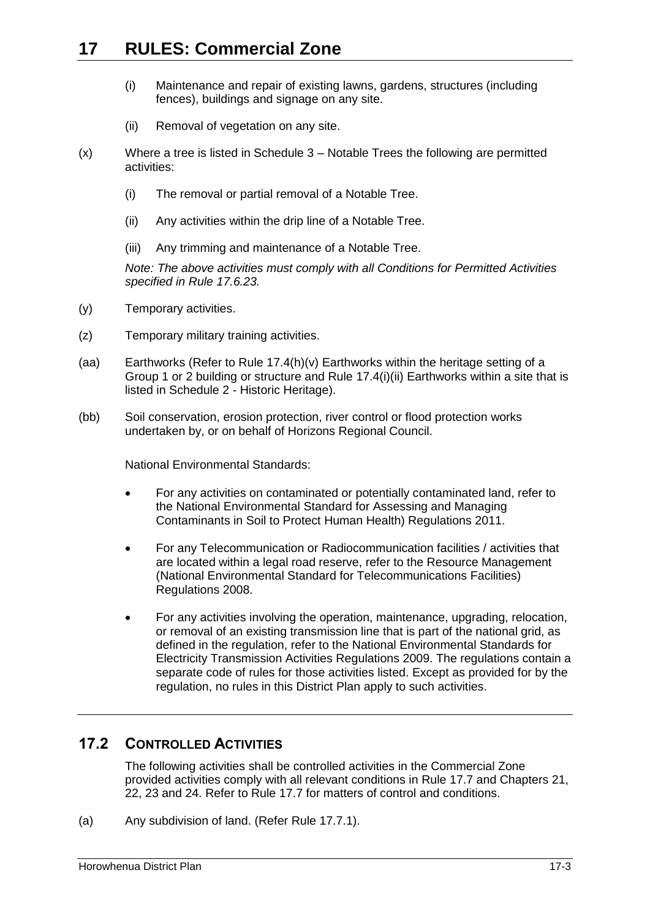- (i) Maintenance and repair of existing lawns, gardens, structures (including fences), buildings and signage on any site.
- (ii) Removal of vegetation on any site.

(x) Where a tree is listed in Schedule 3 – Notable Trees the following are permitted activities:

- (i) The removal or partial removal of a Notable Tree.
- (ii) Any activities within the drip line of a Notable Tree.
- (iii) Any trimming and maintenance of a Notable Tree.

*Note: The above activities must comply with all Conditions for Permitted Activities specified in Rule 17.6.23.*

(y) Temporary activities.

(z) Temporary military training activities.

(aa) Earthworks (Refer to Rule 17.4(h)(v) Earthworks within the heritage setting of a Group 1 or 2 building or structure and Rule 17.4(i)(ii) Earthworks within a site that is listed in Schedule 2 - Historic Heritage).

(bb) Soil conservation, erosion protection, river control or flood protection works undertaken by, or on behalf of Horizons Regional Council.

National Environmental Standards:

- For any activities on contaminated or potentially contaminated land, refer to the National Environmental Standard for Assessing and Managing Contaminants in Soil to Protect Human Health) Regulations 2011.
- For any Telecommunication or Radiocommunication facilities / activities that are located within a legal road reserve, refer to the Resource Management (National Environmental Standard for Telecommunications Facilities) Regulations 2008.
- For any activities involving the operation, maintenance, upgrading, relocation, or removal of an existing transmission line that is part of the national grid, as defined in the regulation, refer to the National Environmental Standards for Electricity Transmission Activities Regulations 2009. The regulations contain a separate code of rules for those activities listed. Except as provided for by the regulation, no rules in this District Plan apply to such activities.

## 17.2 CONTROLLED ACTIVITIES

The following activities shall be controlled activities in the Commercial Zone provided activities comply with all relevant conditions in Rule 17.7 and Chapters 21, 22, 23 and 24. Refer to Rule 17.7 for matters of control and conditions.

(a) Any subdivision of land. (Refer Rule 17.7.1).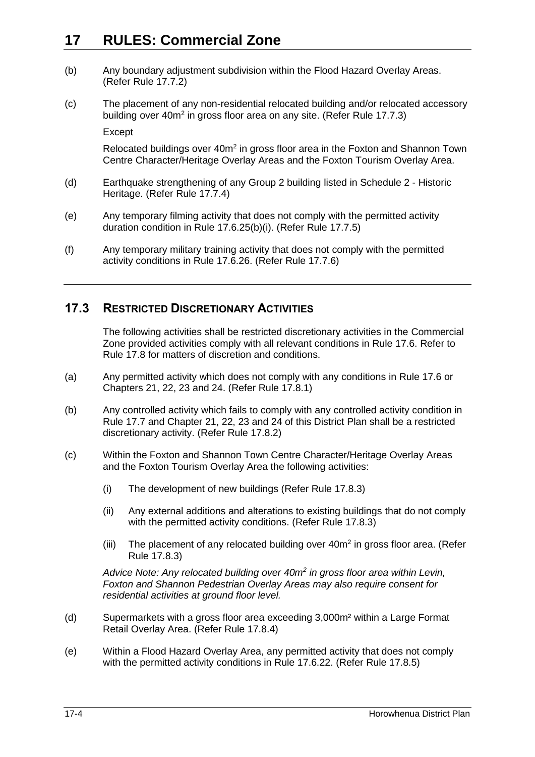# 17 RULES: Commercial Zone

(b) Any boundary adjustment subdivision within the Flood Hazard Overlay Areas. (Refer Rule 17.7.2)

(c) The placement of any non-residential relocated building and/or relocated accessory building over 40m$^2$ in gross floor area on any site. (Refer Rule 17.7.3)

Except

Relocated buildings over 40m$^2$ in gross floor area in the Foxton and Shannon Town Centre Character/Heritage Overlay Areas and the Foxton Tourism Overlay Area.

(d) Earthquake strengthening of any Group 2 building listed in Schedule 2 - Historic Heritage. (Refer Rule 17.7.4)

(e) Any temporary filming activity that does not comply with the permitted activity duration condition in Rule 17.6.25(b)(i). (Refer Rule 17.7.5)

(f) Any temporary military training activity that does not comply with the permitted activity conditions in Rule 17.6.26. (Refer Rule 17.7.6)

## 17.3 RESTRICTED DISCRETIONARY ACTIVITIES

The following activities shall be restricted discretionary activities in the Commercial Zone provided activities comply with all relevant conditions in Rule 17.6. Refer to Rule 17.8 for matters of discretion and conditions.

(a) Any permitted activity which does not comply with any conditions in Rule 17.6 or Chapters 21, 22, 23 and 24. (Refer Rule 17.8.1)

(b) Any controlled activity which fails to comply with any controlled activity condition in Rule 17.7 and Chapter 21, 22, 23 and 24 of this District Plan shall be a restricted discretionary activity. (Refer Rule 17.8.2)

(c) Within the Foxton and Shannon Town Centre Character/Heritage Overlay Areas and the Foxton Tourism Overlay Area the following activities:

- (i) The development of new buildings (Refer Rule 17.8.3)
- (ii) Any external additions and alterations to existing buildings that do not comply with the permitted activity conditions. (Refer Rule 17.8.3)
- (iii) The placement of any relocated building over 40m$^2$ in gross floor area. (Refer Rule 17.8.3)

*Advice Note: Any relocated building over 40m$^2$ in gross floor area within Levin, Foxton and Shannon Pedestrian Overlay Areas may also require consent for residential activities at ground floor level.*

(d) Supermarkets with a gross floor area exceeding 3,000m$^2$ within a Large Format Retail Overlay Area. (Refer Rule 17.8.4)

(e) Within a Flood Hazard Overlay Area, any permitted activity that does not comply with the permitted activity conditions in Rule 17.6.22. (Refer Rule 17.8.5)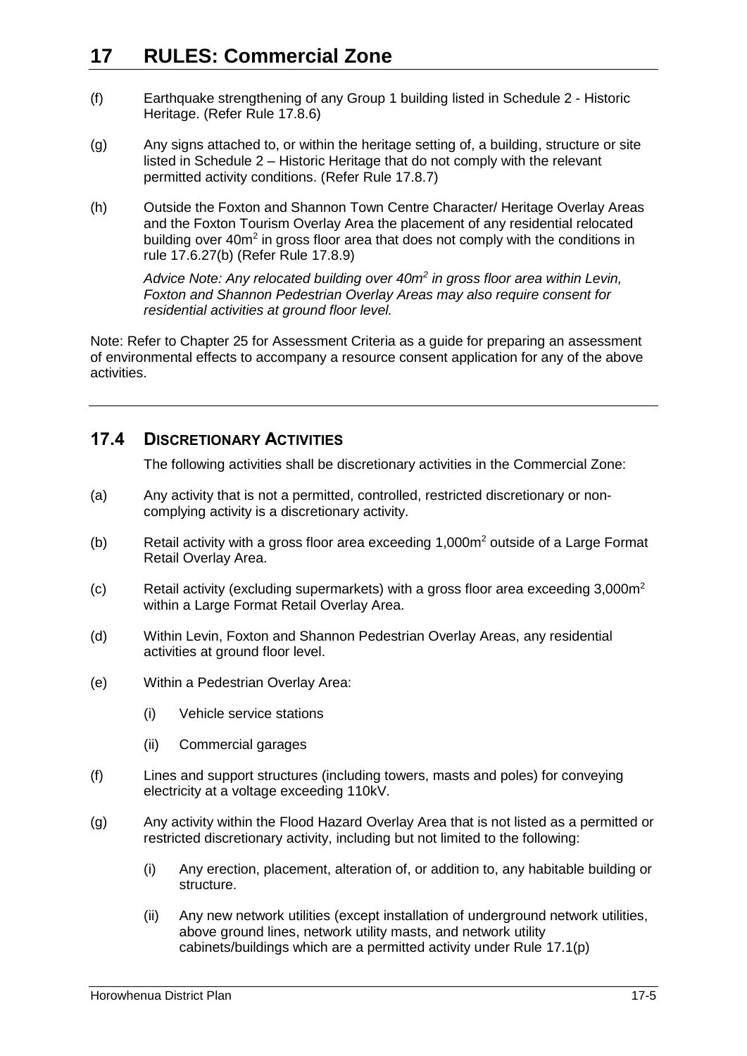(f) Earthquake strengthening of any Group 1 building listed in Schedule 2 - Historic Heritage. (Refer Rule 17.8.6)

(g) Any signs attached to, or within the heritage setting of, a building, structure or site listed in Schedule 2 – Historic Heritage that do not comply with the relevant permitted activity conditions. (Refer Rule 17.8.7)

(h) Outside the Foxton and Shannon Town Centre Character/ Heritage Overlay Areas and the Foxton Tourism Overlay Area the placement of any residential relocated building over $40m^2$ in gross floor area that does not comply with the conditions in rule 17.6.27(b) (Refer Rule 17.8.9)

*Advice Note: Any relocated building over $40m^2$ in gross floor area within Levin, Foxton and Shannon Pedestrian Overlay Areas may also require consent for residential activities at ground floor level.*

Note: Refer to Chapter 25 for Assessment Criteria as a guide for preparing an assessment of environmental effects to accompany a resource consent application for any of the above activities.

## 17.4 Discretionary Activities

The following activities shall be discretionary activities in the Commercial Zone:

(a) Any activity that is not a permitted, controlled, restricted discretionary or non-complying activity is a discretionary activity.

(b) Retail activity with a gross floor area exceeding $1,000m^2$ outside of a Large Format Retail Overlay Area.

(c) Retail activity (excluding supermarkets) with a gross floor area exceeding $3,000m^2$ within a Large Format Retail Overlay Area.

(d) Within Levin, Foxton and Shannon Pedestrian Overlay Areas, any residential activities at ground floor level.

(e) Within a Pedestrian Overlay Area:

(i) Vehicle service stations

(ii) Commercial garages

(f) Lines and support structures (including towers, masts and poles) for conveying electricity at a voltage exceeding 110kV.

(g) Any activity within the Flood Hazard Overlay Area that is not listed as a permitted or restricted discretionary activity, including but not limited to the following:

(i) Any erection, placement, alteration of, or addition to, any habitable building or structure.

(ii) Any new network utilities (except installation of underground network utilities, above ground lines, network utility masts, and network utility cabinets/buildings which are a permitted activity under Rule 17.1(p)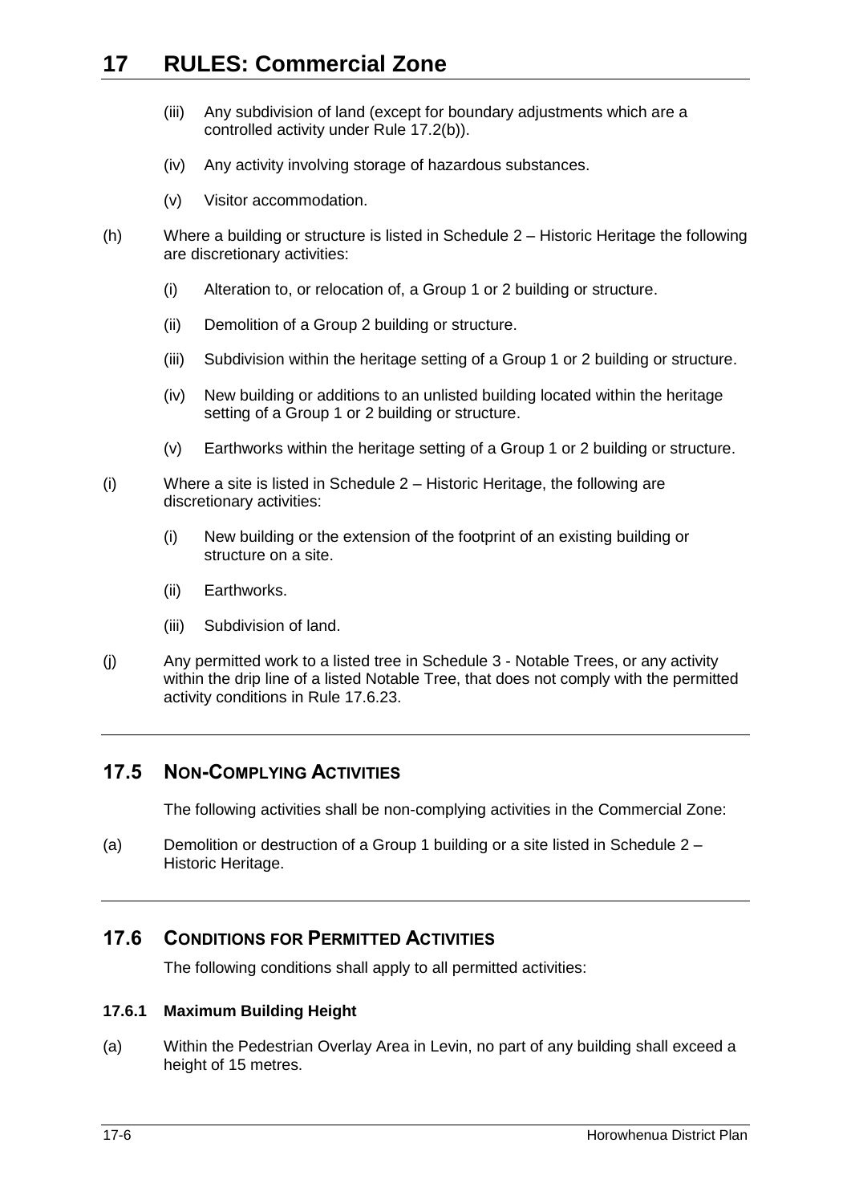(iii) Any subdivision of land (except for boundary adjustments which are a controlled activity under Rule 17.2(b)).

(iv) Any activity involving storage of hazardous substances.

(v) Visitor accommodation.

(h) Where a building or structure is listed in Schedule 2 – Historic Heritage the following are discretionary activities:

(i) Alteration to, or relocation of, a Group 1 or 2 building or structure.

(ii) Demolition of a Group 2 building or structure.

(iii) Subdivision within the heritage setting of a Group 1 or 2 building or structure.

(iv) New building or additions to an unlisted building located within the heritage setting of a Group 1 or 2 building or structure.

(v) Earthworks within the heritage setting of a Group 1 or 2 building or structure.

(i) Where a site is listed in Schedule 2 – Historic Heritage, the following are discretionary activities:

(i) New building or the extension of the footprint of an existing building or structure on a site.

(ii) Earthworks.

(iii) Subdivision of land.

(j) Any permitted work to a listed tree in Schedule 3 - Notable Trees, or any activity within the drip line of a listed Notable Tree, that does not comply with the permitted activity conditions in Rule 17.6.23.

## 17.5 NON-COMPLYING ACTIVITIES

The following activities shall be non-complying activities in the Commercial Zone:

(a) Demolition or destruction of a Group 1 building or a site listed in Schedule 2 – Historic Heritage.

## 17.6 CONDITIONS FOR PERMITTED ACTIVITIES

The following conditions shall apply to all permitted activities:

### 17.6.1 Maximum Building Height

(a) Within the Pedestrian Overlay Area in Levin, no part of any building shall exceed a height of 15 metres.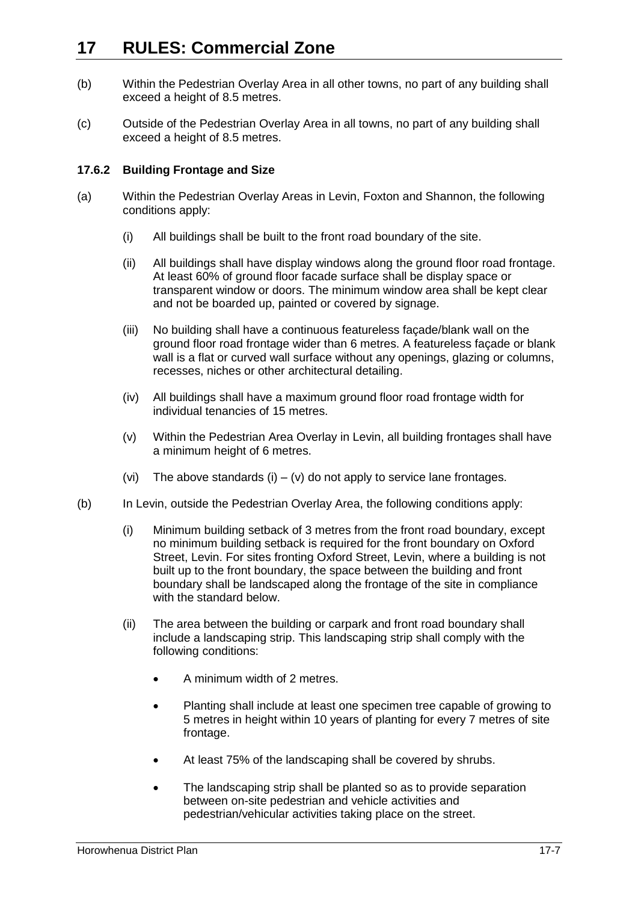(b) Within the Pedestrian Overlay Area in all other towns, no part of any building shall exceed a height of 8.5 metres.

(c) Outside of the Pedestrian Overlay Area in all towns, no part of any building shall exceed a height of 8.5 metres.

### 17.6.2 Building Frontage and Size

(a) Within the Pedestrian Overlay Areas in Levin, Foxton and Shannon, the following conditions apply:

   (i) All buildings shall be built to the front road boundary of the site.

   (ii) All buildings shall have display windows along the ground floor road frontage. At least 60% of ground floor facade surface shall be display space or transparent window or doors. The minimum window area shall be kept clear and not be boarded up, painted or covered by signage.

   (iii) No building shall have a continuous featureless façade/blank wall on the ground floor road frontage wider than 6 metres. A featureless façade or blank wall is a flat or curved wall surface without any openings, glazing or columns, recesses, niches or other architectural detailing.

   (iv) All buildings shall have a maximum ground floor road frontage width for individual tenancies of 15 metres.

   (v) Within the Pedestrian Area Overlay in Levin, all building frontages shall have a minimum height of 6 metres.

   (vi) The above standards (i) – (v) do not apply to service lane frontages.

(b) In Levin, outside the Pedestrian Overlay Area, the following conditions apply:

   (i) Minimum building setback of 3 metres from the front road boundary, except no minimum building setback is required for the front boundary on Oxford Street, Levin. For sites fronting Oxford Street, Levin, where a building is not built up to the front boundary, the space between the building and front boundary shall be landscaped along the frontage of the site in compliance with the standard below.

   (ii) The area between the building or carpark and front road boundary shall include a landscaping strip. This landscaping strip shall comply with the following conditions:

   - A minimum width of 2 metres.
   - Planting shall include at least one specimen tree capable of growing to 5 metres in height within 10 years of planting for every 7 metres of site frontage.
   - At least 75% of the landscaping shall be covered by shrubs.
   - The landscaping strip shall be planted so as to provide separation between on-site pedestrian and vehicle activities and pedestrian/vehicular activities taking place on the street.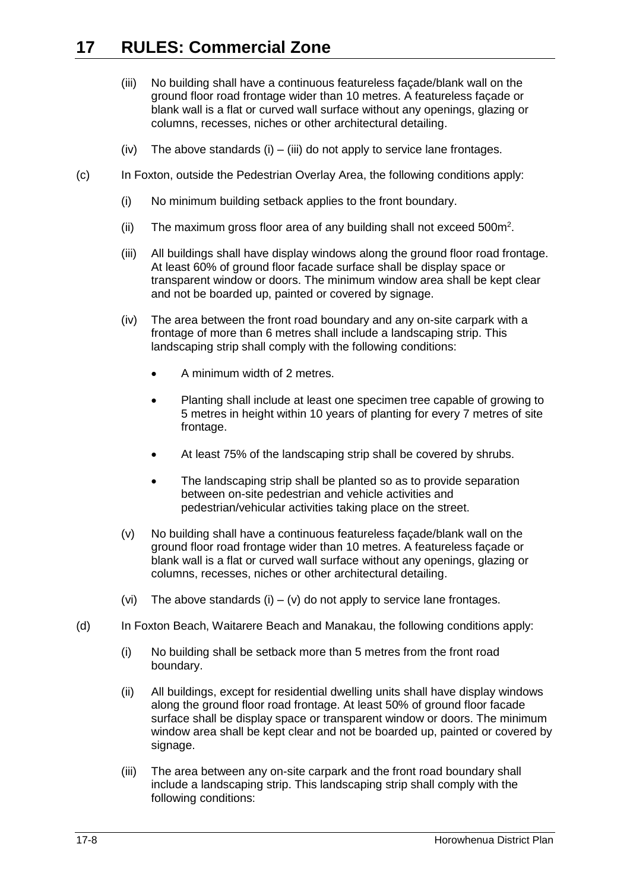(iii) No building shall have a continuous featureless façade/blank wall on the ground floor road frontage wider than 10 metres. A featureless façade or blank wall is a flat or curved wall surface without any openings, glazing or columns, recesses, niches or other architectural detailing.

(iv) The above standards (i) – (iii) do not apply to service lane frontages.

(c) In Foxton, outside the Pedestrian Overlay Area, the following conditions apply:

(i) No minimum building setback applies to the front boundary.

(ii) The maximum gross floor area of any building shall not exceed 500m$^2$.

(iii) All buildings shall have display windows along the ground floor road frontage. At least 60% of ground floor facade surface shall be display space or transparent window or doors. The minimum window area shall be kept clear and not be boarded up, painted or covered by signage.

(iv) The area between the front road boundary and any on-site carpark with a frontage of more than 6 metres shall include a landscaping strip. This landscaping strip shall comply with the following conditions:

- A minimum width of 2 metres.
- Planting shall include at least one specimen tree capable of growing to 5 metres in height within 10 years of planting for every 7 metres of site frontage.
- At least 75% of the landscaping strip shall be covered by shrubs.
- The landscaping strip shall be planted so as to provide separation between on-site pedestrian and vehicle activities and pedestrian/vehicular activities taking place on the street.

(v) No building shall have a continuous featureless façade/blank wall on the ground floor road frontage wider than 10 metres. A featureless façade or blank wall is a flat or curved wall surface without any openings, glazing or columns, recesses, niches or other architectural detailing.

(vi) The above standards (i) – (v) do not apply to service lane frontages.

(d) In Foxton Beach, Waitarere Beach and Manakau, the following conditions apply:

(i) No building shall be setback more than 5 metres from the front road boundary.

(ii) All buildings, except for residential dwelling units shall have display windows along the ground floor road frontage. At least 50% of ground floor facade surface shall be display space or transparent window or doors. The minimum window area shall be kept clear and not be boarded up, painted or covered by signage.

(iii) The area between any on-site carpark and the front road boundary shall include a landscaping strip. This landscaping strip shall comply with the following conditions: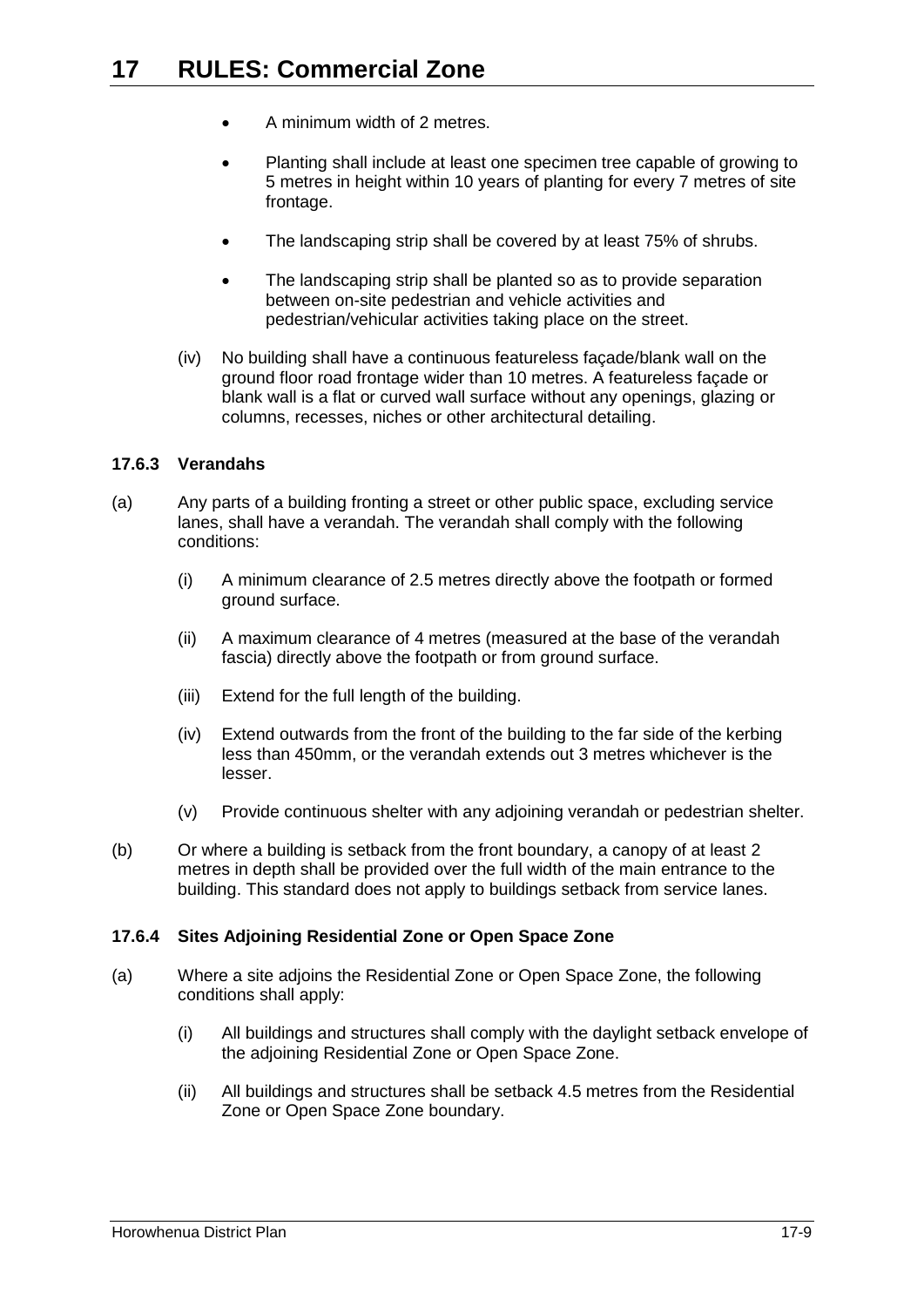- A minimum width of 2 metres.
- Planting shall include at least one specimen tree capable of growing to 5 metres in height within 10 years of planting for every 7 metres of site frontage.
- The landscaping strip shall be covered by at least 75% of shrubs.
- The landscaping strip shall be planted so as to provide separation between on-site pedestrian and vehicle activities and pedestrian/vehicular activities taking place on the street.

(iv) No building shall have a continuous featureless façade/blank wall on the ground floor road frontage wider than 10 metres. A featureless façade or blank wall is a flat or curved wall surface without any openings, glazing or columns, recesses, niches or other architectural detailing.

### 17.6.3 Verandahs

(a) Any parts of a building fronting a street or other public space, excluding service lanes, shall have a verandah. The verandah shall comply with the following conditions:

(i) A minimum clearance of 2.5 metres directly above the footpath or formed ground surface.

(ii) A maximum clearance of 4 metres (measured at the base of the verandah fascia) directly above the footpath or from ground surface.

(iii) Extend for the full length of the building.

(iv) Extend outwards from the front of the building to the far side of the kerbing less than 450mm, or the verandah extends out 3 metres whichever is the lesser.

(v) Provide continuous shelter with any adjoining verandah or pedestrian shelter.

(b) Or where a building is setback from the front boundary, a canopy of at least 2 metres in depth shall be provided over the full width of the main entrance to the building. This standard does not apply to buildings setback from service lanes.

### 17.6.4 Sites Adjoining Residential Zone or Open Space Zone

(a) Where a site adjoins the Residential Zone or Open Space Zone, the following conditions shall apply:

(i) All buildings and structures shall comply with the daylight setback envelope of the adjoining Residential Zone or Open Space Zone.

(ii) All buildings and structures shall be setback 4.5 metres from the Residential Zone or Open Space Zone boundary.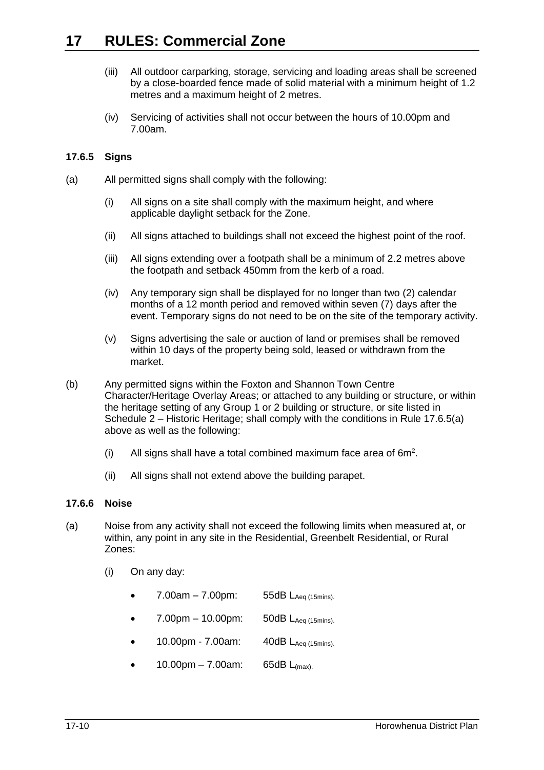(iii) All outdoor carparking, storage, servicing and loading areas shall be screened by a close-boarded fence made of solid material with a minimum height of 1.2 metres and a maximum height of 2 metres.

(iv) Servicing of activities shall not occur between the hours of 10.00pm and 7.00am.

### 17.6.5 Signs

(a) All permitted signs shall comply with the following:

(i) All signs on a site shall comply with the maximum height, and where applicable daylight setback for the Zone.

(ii) All signs attached to buildings shall not exceed the highest point of the roof.

(iii) All signs extending over a footpath shall be a minimum of 2.2 metres above the footpath and setback 450mm from the kerb of a road.

(iv) Any temporary sign shall be displayed for no longer than two (2) calendar months of a 12 month period and removed within seven (7) days after the event. Temporary signs do not need to be on the site of the temporary activity.

(v) Signs advertising the sale or auction of land or premises shall be removed within 10 days of the property being sold, leased or withdrawn from the market.

(b) Any permitted signs within the Foxton and Shannon Town Centre Character/Heritage Overlay Areas; or attached to any building or structure, or within the heritage setting of any Group 1 or 2 building or structure, or site listed in Schedule 2 – Historic Heritage; shall comply with the conditions in Rule 17.6.5(a) above as well as the following:

(i) All signs shall have a total combined maximum face area of $6m^2$.

(ii) All signs shall not extend above the building parapet.

### 17.6.6 Noise

(a) Noise from any activity shall not exceed the following limits when measured at, or within, any point in any site in the Residential, Greenbelt Residential, or Rural Zones:

(i) On any day:

- 7.00am – 7.00pm: 55dB $L_{Aeq\ (15mins)}$.
- 7.00pm – 10.00pm: 50dB $L_{Aeq\ (15mins)}$.
- 10.00pm - 7.00am: 40dB $L_{Aeq\ (15mins)}$.
- 10.00pm – 7.00am: 65dB $L_{(max)}$.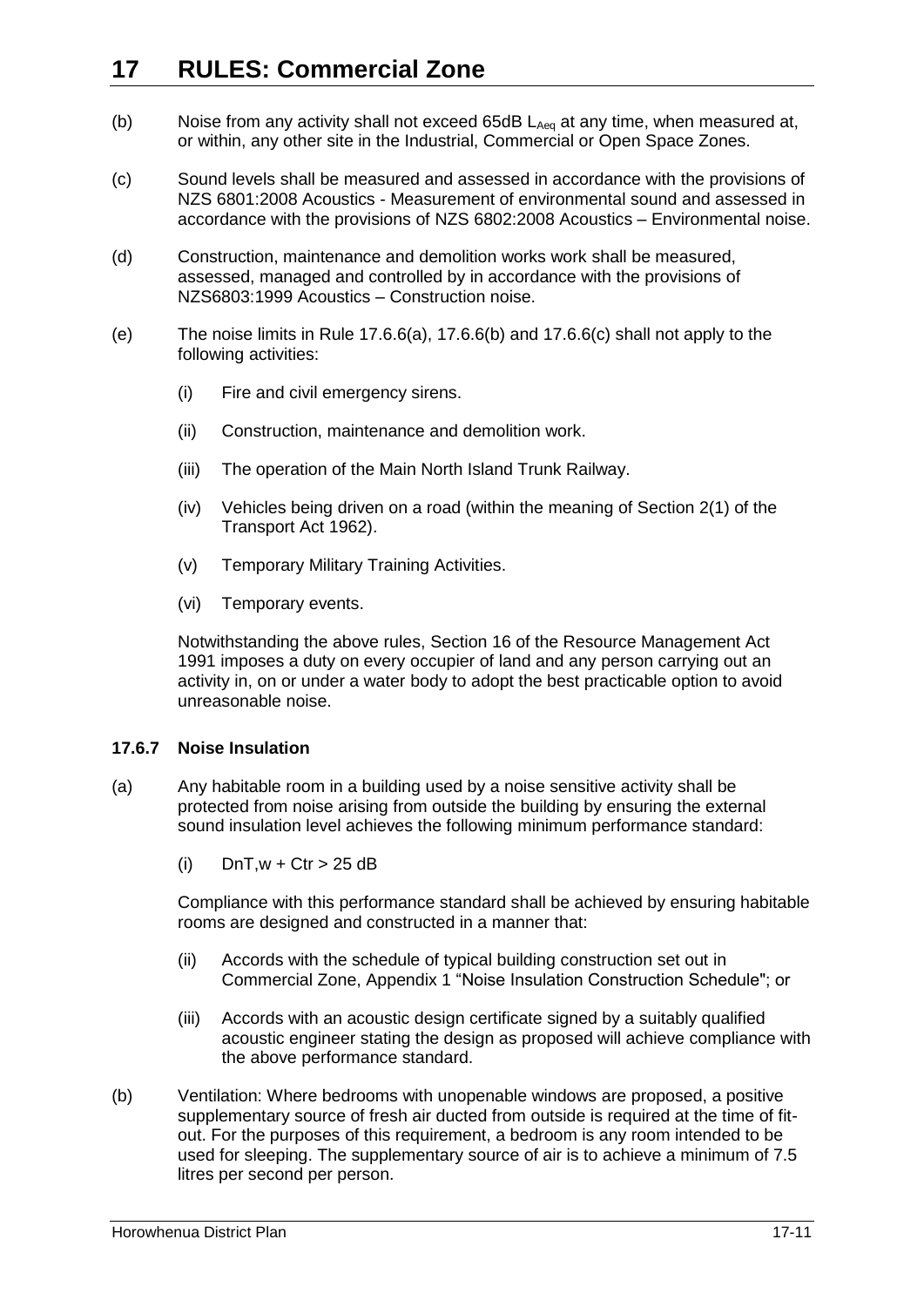# 17 RULES: Commercial Zone

(b) Noise from any activity shall not exceed 65dB $L_{Aeq}$ at any time, when measured at, or within, any other site in the Industrial, Commercial or Open Space Zones.

(c) Sound levels shall be measured and assessed in accordance with the provisions of NZS 6801:2008 Acoustics - Measurement of environmental sound and assessed in accordance with the provisions of NZS 6802:2008 Acoustics – Environmental noise.

(d) Construction, maintenance and demolition works work shall be measured, assessed, managed and controlled by in accordance with the provisions of NZS6803:1999 Acoustics – Construction noise.

(e) The noise limits in Rule 17.6.6(a), 17.6.6(b) and 17.6.6(c) shall not apply to the following activities:

(i) Fire and civil emergency sirens.

(ii) Construction, maintenance and demolition work.

(iii) The operation of the Main North Island Trunk Railway.

(iv) Vehicles being driven on a road (within the meaning of Section 2(1) of the Transport Act 1962).

(v) Temporary Military Training Activities.

(vi) Temporary events.

Notwithstanding the above rules, Section 16 of the Resource Management Act 1991 imposes a duty on every occupier of land and any person carrying out an activity in, on or under a water body to adopt the best practicable option to avoid unreasonable noise.

### 17.6.7 Noise Insulation

(a) Any habitable room in a building used by a noise sensitive activity shall be protected from noise arising from outside the building by ensuring the external sound insulation level achieves the following minimum performance standard:

(i) $D_{nT,w} + C_{tr} > 25$ dB

Compliance with this performance standard shall be achieved by ensuring habitable rooms are designed and constructed in a manner that:

(ii) Accords with the schedule of typical building construction set out in Commercial Zone, Appendix 1 "Noise Insulation Construction Schedule"; or

(iii) Accords with an acoustic design certificate signed by a suitably qualified acoustic engineer stating the design as proposed will achieve compliance with the above performance standard.

(b) Ventilation: Where bedrooms with unopenable windows are proposed, a positive supplementary source of fresh air ducted from outside is required at the time of fit-out. For the purposes of this requirement, a bedroom is any room intended to be used for sleeping. The supplementary source of air is to achieve a minimum of 7.5 litres per second per person.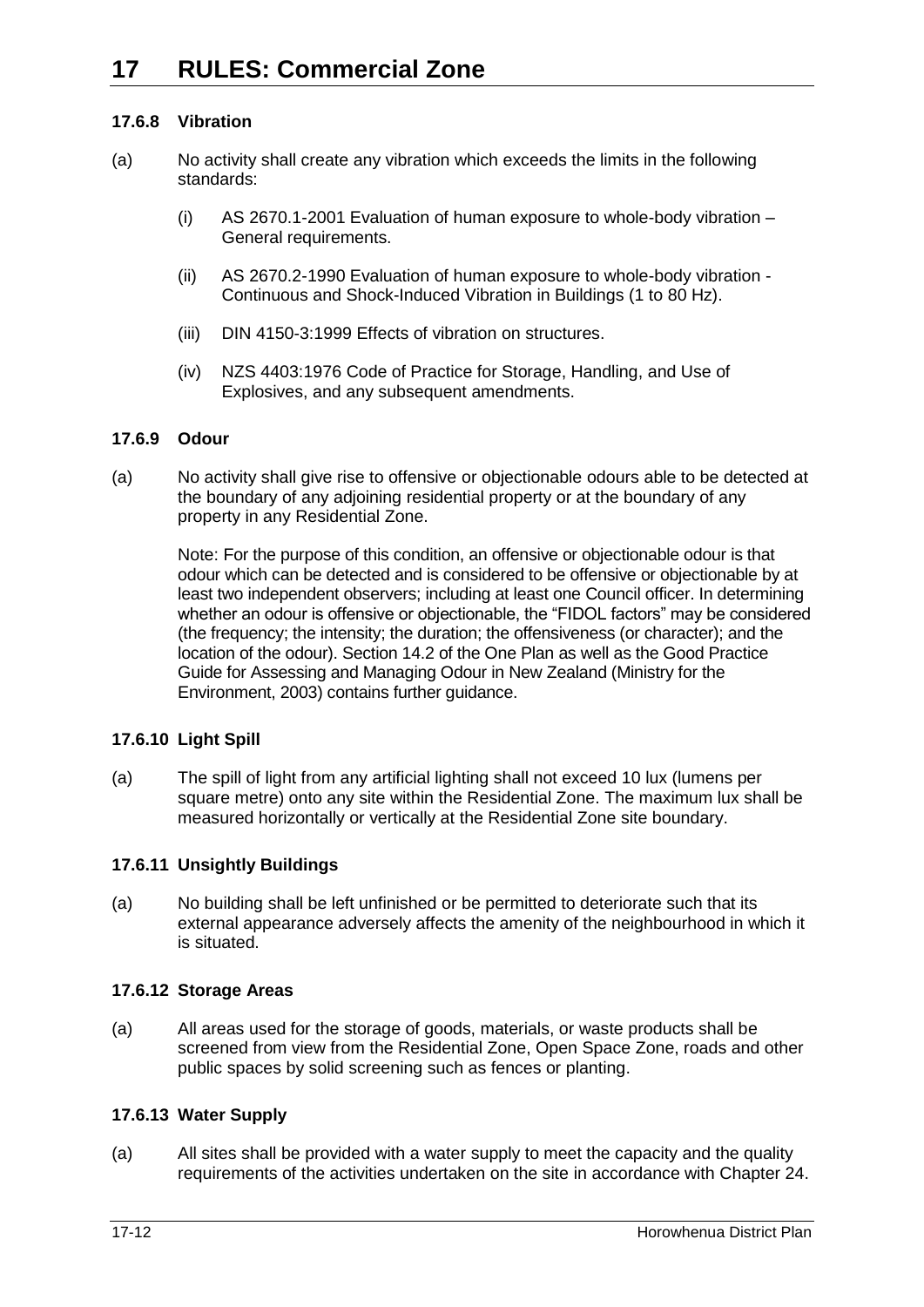### 17.6.8 Vibration

(a) No activity shall create any vibration which exceeds the limits in the following standards:

(i) AS 2670.1-2001 Evaluation of human exposure to whole-body vibration – General requirements.

(ii) AS 2670.2-1990 Evaluation of human exposure to whole-body vibration - Continuous and Shock-Induced Vibration in Buildings (1 to 80 Hz).

(iii) DIN 4150-3:1999 Effects of vibration on structures.

(iv) NZS 4403:1976 Code of Practice for Storage, Handling, and Use of Explosives, and any subsequent amendments.

### 17.6.9 Odour

(a) No activity shall give rise to offensive or objectionable odours able to be detected at the boundary of any adjoining residential property or at the boundary of any property in any Residential Zone.

Note: For the purpose of this condition, an offensive or objectionable odour is that odour which can be detected and is considered to be offensive or objectionable by at least two independent observers; including at least one Council officer. In determining whether an odour is offensive or objectionable, the "FIDOL factors" may be considered (the frequency; the intensity; the duration; the offensiveness (or character); and the location of the odour). Section 14.2 of the One Plan as well as the Good Practice Guide for Assessing and Managing Odour in New Zealand (Ministry for the Environment, 2003) contains further guidance.

### 17.6.10 Light Spill

(a) The spill of light from any artificial lighting shall not exceed 10 lux (lumens per square metre) onto any site within the Residential Zone. The maximum lux shall be measured horizontally or vertically at the Residential Zone site boundary.

### 17.6.11 Unsightly Buildings

(a) No building shall be left unfinished or be permitted to deteriorate such that its external appearance adversely affects the amenity of the neighbourhood in which it is situated.

### 17.6.12 Storage Areas

(a) All areas used for the storage of goods, materials, or waste products shall be screened from view from the Residential Zone, Open Space Zone, roads and other public spaces by solid screening such as fences or planting.

### 17.6.13 Water Supply

(a) All sites shall be provided with a water supply to meet the capacity and the quality requirements of the activities undertaken on the site in accordance with Chapter 24.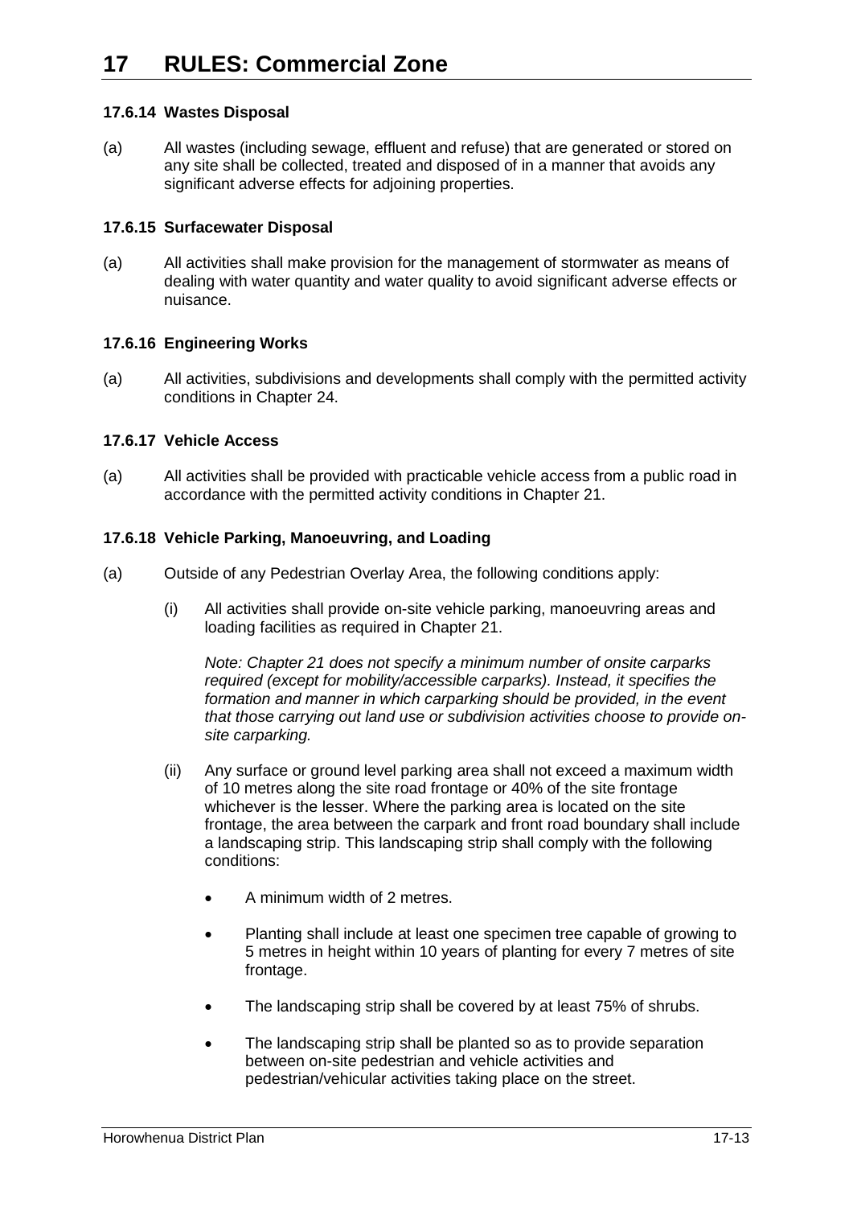# 17 RULES: Commercial Zone

### 17.6.14 Wastes Disposal

(a) All wastes (including sewage, effluent and refuse) that are generated or stored on any site shall be collected, treated and disposed of in a manner that avoids any significant adverse effects for adjoining properties.

### 17.6.15 Surfacewater Disposal

(a) All activities shall make provision for the management of stormwater as means of dealing with water quantity and water quality to avoid significant adverse effects or nuisance.

### 17.6.16 Engineering Works

(a) All activities, subdivisions and developments shall comply with the permitted activity conditions in Chapter 24.

### 17.6.17 Vehicle Access

(a) All activities shall be provided with practicable vehicle access from a public road in accordance with the permitted activity conditions in Chapter 21.

### 17.6.18 Vehicle Parking, Manoeuvring, and Loading

(a) Outside of any Pedestrian Overlay Area, the following conditions apply:

   (i) All activities shall provide on-site vehicle parking, manoeuvring areas and loading facilities as required in Chapter 21.

   *Note: Chapter 21 does not specify a minimum number of onsite carparks required (except for mobility/accessible carparks). Instead, it specifies the formation and manner in which carparking should be provided, in the event that those carrying out land use or subdivision activities choose to provide on-site carparking.*

   (ii) Any surface or ground level parking area shall not exceed a maximum width of 10 metres along the site road frontage or 40% of the site frontage whichever is the lesser. Where the parking area is located on the site frontage, the area between the carpark and front road boundary shall include a landscaping strip. This landscaping strip shall comply with the following conditions:

   - A minimum width of 2 metres.
   - Planting shall include at least one specimen tree capable of growing to 5 metres in height within 10 years of planting for every 7 metres of site frontage.
   - The landscaping strip shall be covered by at least 75% of shrubs.
   - The landscaping strip shall be planted so as to provide separation between on-site pedestrian and vehicle activities and pedestrian/vehicular activities taking place on the street.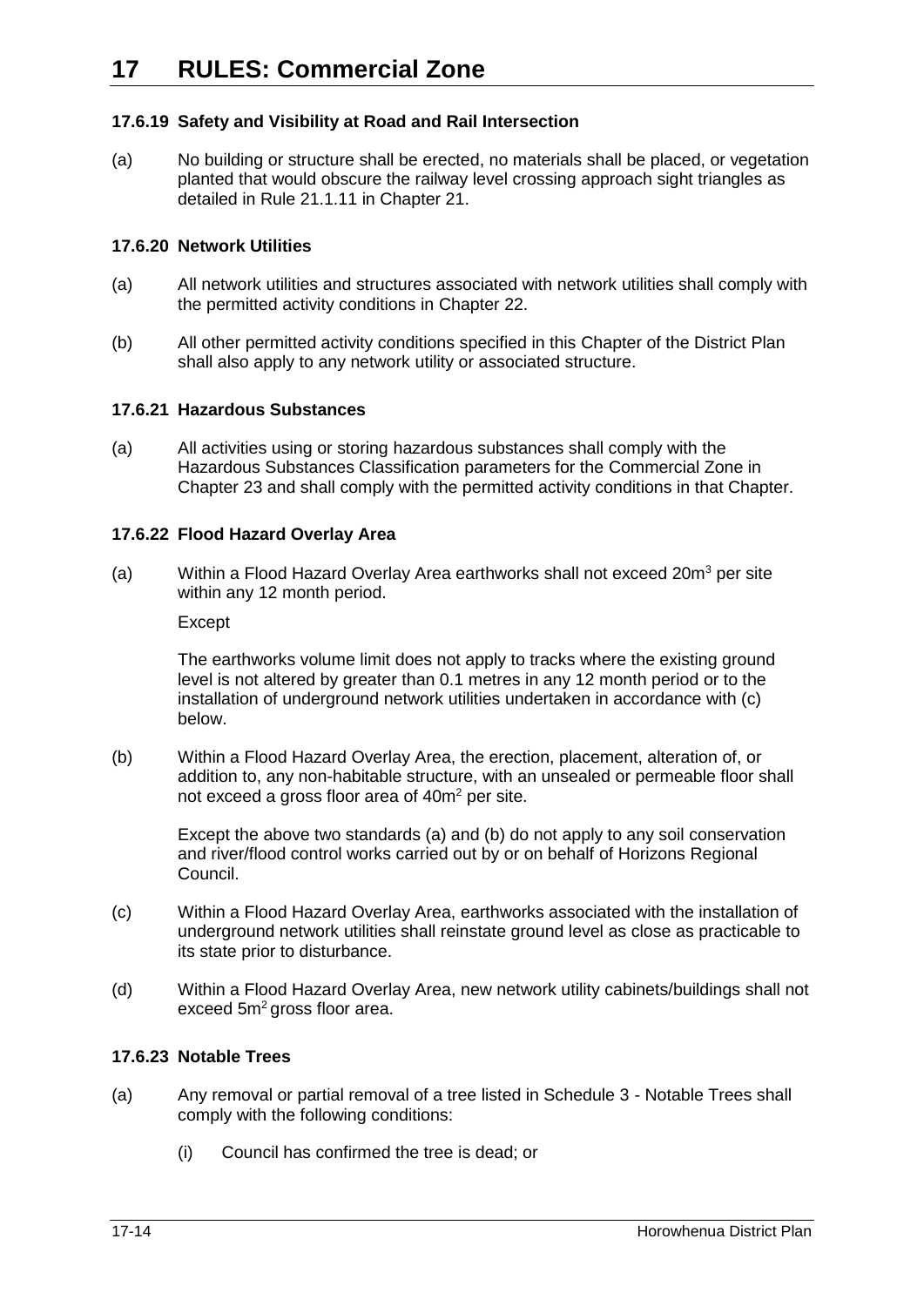# 17 RULES: Commercial Zone

### 17.6.19 Safety and Visibility at Road and Rail Intersection

(a) No building or structure shall be erected, no materials shall be placed, or vegetation planted that would obscure the railway level crossing approach sight triangles as detailed in Rule 21.1.11 in Chapter 21.

### 17.6.20 Network Utilities

(a) All network utilities and structures associated with network utilities shall comply with the permitted activity conditions in Chapter 22.

(b) All other permitted activity conditions specified in this Chapter of the District Plan shall also apply to any network utility or associated structure.

### 17.6.21 Hazardous Substances

(a) All activities using or storing hazardous substances shall comply with the Hazardous Substances Classification parameters for the Commercial Zone in Chapter 23 and shall comply with the permitted activity conditions in that Chapter.

### 17.6.22 Flood Hazard Overlay Area

(a) Within a Flood Hazard Overlay Area earthworks shall not exceed 20m$^3$ per site within any 12 month period.

Except

The earthworks volume limit does not apply to tracks where the existing ground level is not altered by greater than 0.1 metres in any 12 month period or to the installation of underground network utilities undertaken in accordance with (c) below.

(b) Within a Flood Hazard Overlay Area, the erection, placement, alteration of, or addition to, any non-habitable structure, with an unsealed or permeable floor shall not exceed a gross floor area of 40m$^2$ per site.

Except the above two standards (a) and (b) do not apply to any soil conservation and river/flood control works carried out by or on behalf of Horizons Regional Council.

(c) Within a Flood Hazard Overlay Area, earthworks associated with the installation of underground network utilities shall reinstate ground level as close as practicable to its state prior to disturbance.

(d) Within a Flood Hazard Overlay Area, new network utility cabinets/buildings shall not exceed 5m$^2$ gross floor area.

### 17.6.23 Notable Trees

(a) Any removal or partial removal of a tree listed in Schedule 3 - Notable Trees shall comply with the following conditions:

  (i) Council has confirmed the tree is dead; or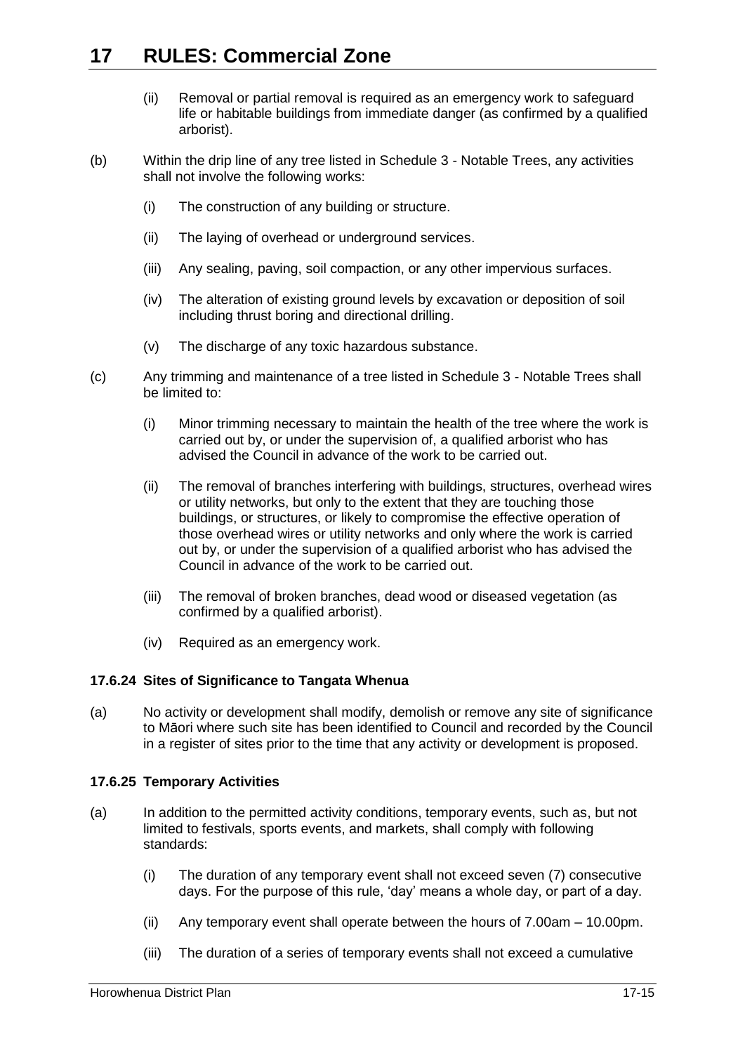(ii) Removal or partial removal is required as an emergency work to safeguard life or habitable buildings from immediate danger (as confirmed by a qualified arborist).

(b) Within the drip line of any tree listed in Schedule 3 - Notable Trees, any activities shall not involve the following works:

(i) The construction of any building or structure.

(ii) The laying of overhead or underground services.

(iii) Any sealing, paving, soil compaction, or any other impervious surfaces.

(iv) The alteration of existing ground levels by excavation or deposition of soil including thrust boring and directional drilling.

(v) The discharge of any toxic hazardous substance.

(c) Any trimming and maintenance of a tree listed in Schedule 3 - Notable Trees shall be limited to:

(i) Minor trimming necessary to maintain the health of the tree where the work is carried out by, or under the supervision of, a qualified arborist who has advised the Council in advance of the work to be carried out.

(ii) The removal of branches interfering with buildings, structures, overhead wires or utility networks, but only to the extent that they are touching those buildings, or structures, or likely to compromise the effective operation of those overhead wires or utility networks and only where the work is carried out by, or under the supervision of a qualified arborist who has advised the Council in advance of the work to be carried out.

(iii) The removal of broken branches, dead wood or diseased vegetation (as confirmed by a qualified arborist).

(iv) Required as an emergency work.

**17.6.24 Sites of Significance to Tangata Whenua**

(a) No activity or development shall modify, demolish or remove any site of significance to Māori where such site has been identified to Council and recorded by the Council in a register of sites prior to the time that any activity or development is proposed.

**17.6.25 Temporary Activities**

(a) In addition to the permitted activity conditions, temporary events, such as, but not limited to festivals, sports events, and markets, shall comply with following standards:

(i) The duration of any temporary event shall not exceed seven (7) consecutive days. For the purpose of this rule, 'day' means a whole day, or part of a day.

(ii) Any temporary event shall operate between the hours of 7.00am – 10.00pm.

(iii) The duration of a series of temporary events shall not exceed a cumulative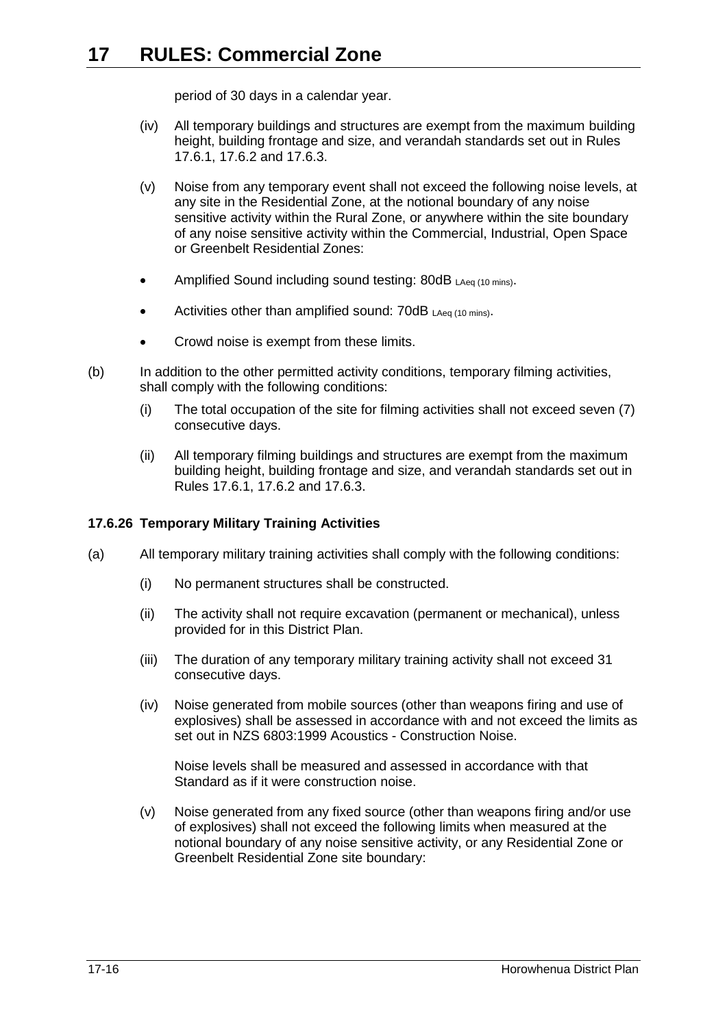period of 30 days in a calendar year.

(iv) All temporary buildings and structures are exempt from the maximum building height, building frontage and size, and verandah standards set out in Rules 17.6.1, 17.6.2 and 17.6.3.

(v) Noise from any temporary event shall not exceed the following noise levels, at any site in the Residential Zone, at the notional boundary of any noise sensitive activity within the Rural Zone, or anywhere within the site boundary of any noise sensitive activity within the Commercial, Industrial, Open Space or Greenbelt Residential Zones:

- Amplified Sound including sound testing: 80dB $_{LAeq\ (10\ mins)}$.
- Activities other than amplified sound: 70dB $_{LAeq\ (10\ mins)}$.
- Crowd noise is exempt from these limits.

(b) In addition to the other permitted activity conditions, temporary filming activities, shall comply with the following conditions:

(i) The total occupation of the site for filming activities shall not exceed seven (7) consecutive days.

(ii) All temporary filming buildings and structures are exempt from the maximum building height, building frontage and size, and verandah standards set out in Rules 17.6.1, 17.6.2 and 17.6.3.

### 17.6.26 Temporary Military Training Activities

(a) All temporary military training activities shall comply with the following conditions:

(i) No permanent structures shall be constructed.

(ii) The activity shall not require excavation (permanent or mechanical), unless provided for in this District Plan.

(iii) The duration of any temporary military training activity shall not exceed 31 consecutive days.

(iv) Noise generated from mobile sources (other than weapons firing and use of explosives) shall be assessed in accordance with and not exceed the limits as set out in NZS 6803:1999 Acoustics - Construction Noise.

Noise levels shall be measured and assessed in accordance with that Standard as if it were construction noise.

(v) Noise generated from any fixed source (other than weapons firing and/or use of explosives) shall not exceed the following limits when measured at the notional boundary of any noise sensitive activity, or any Residential Zone or Greenbelt Residential Zone site boundary: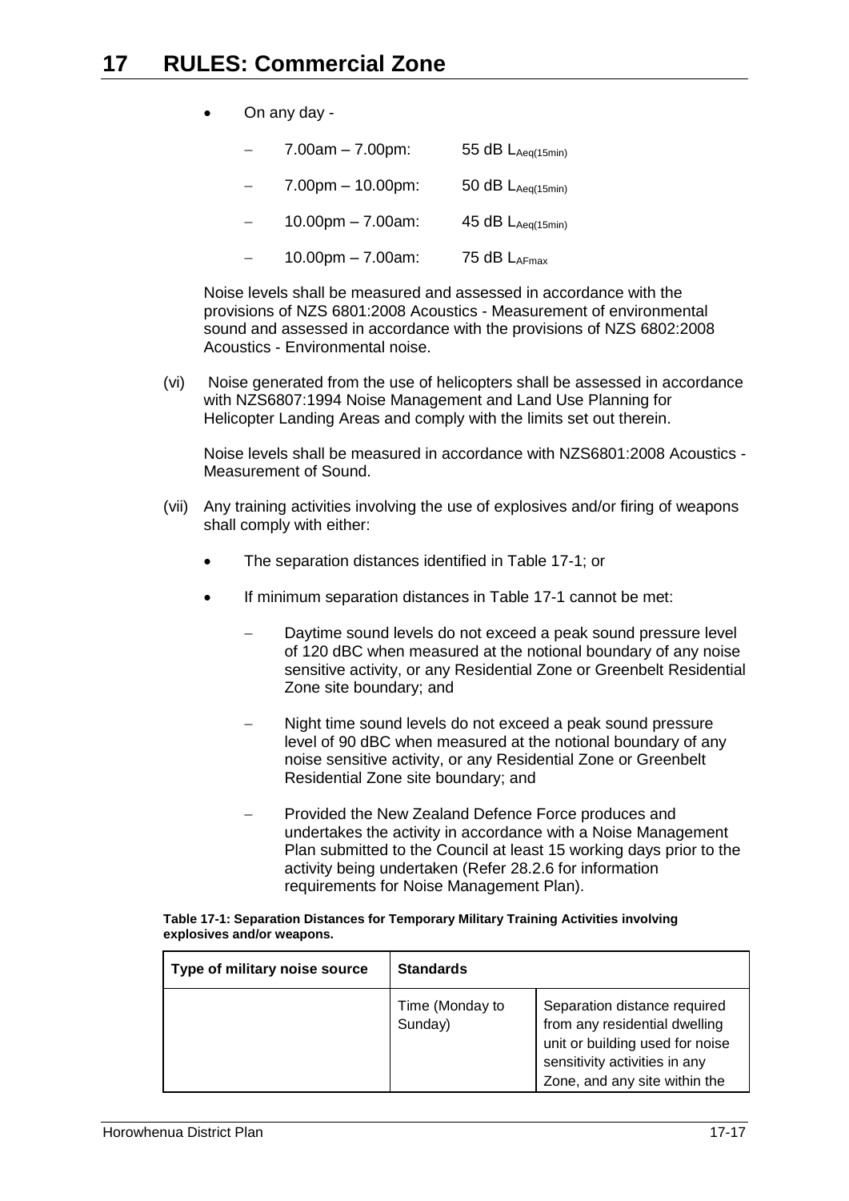# 17 RULES: Commercial Zone

- On any day -
  - 7.00am – 7.00pm: 55 dB $L_{Aeq(15min)}$
  - 7.00pm – 10.00pm: 50 dB $L_{Aeq(15min)}$
  - 10.00pm – 7.00am: 45 dB $L_{Aeq(15min)}$
  - 10.00pm – 7.00am: 75 dB $L_{AFmax}$

  Noise levels shall be measured and assessed in accordance with the provisions of NZS 6801:2008 Acoustics - Measurement of environmental sound and assessed in accordance with the provisions of NZS 6802:2008 Acoustics - Environmental noise.

(vi) Noise generated from the use of helicopters shall be assessed in accordance with NZS6807:1994 Noise Management and Land Use Planning for Helicopter Landing Areas and comply with the limits set out therein.

Noise levels shall be measured in accordance with NZS6801:2008 Acoustics - Measurement of Sound.

(vii) Any training activities involving the use of explosives and/or firing of weapons shall comply with either:

- The separation distances identified in Table 17-1; or
- If minimum separation distances in Table 17-1 cannot be met:
  - Daytime sound levels do not exceed a peak sound pressure level of 120 dBC when measured at the notional boundary of any noise sensitive activity, or any Residential Zone or Greenbelt Residential Zone site boundary; and
  - Night time sound levels do not exceed a peak sound pressure level of 90 dBC when measured at the notional boundary of any noise sensitive activity, or any Residential Zone or Greenbelt Residential Zone site boundary; and
  - Provided the New Zealand Defence Force produces and undertakes the activity in accordance with a Noise Management Plan submitted to the Council at least 15 working days prior to the activity being undertaken (Refer 28.2.6 for information requirements for Noise Management Plan).

**Table 17-1: Separation Distances for Temporary Military Training Activities involving explosives and/or weapons.**

| Type of military noise source | Standards | |
|---|---|---|
| | Time (Monday to Sunday) | Separation distance required from any residential dwelling unit or building used for noise sensitivity activities in any Zone, and any site within the |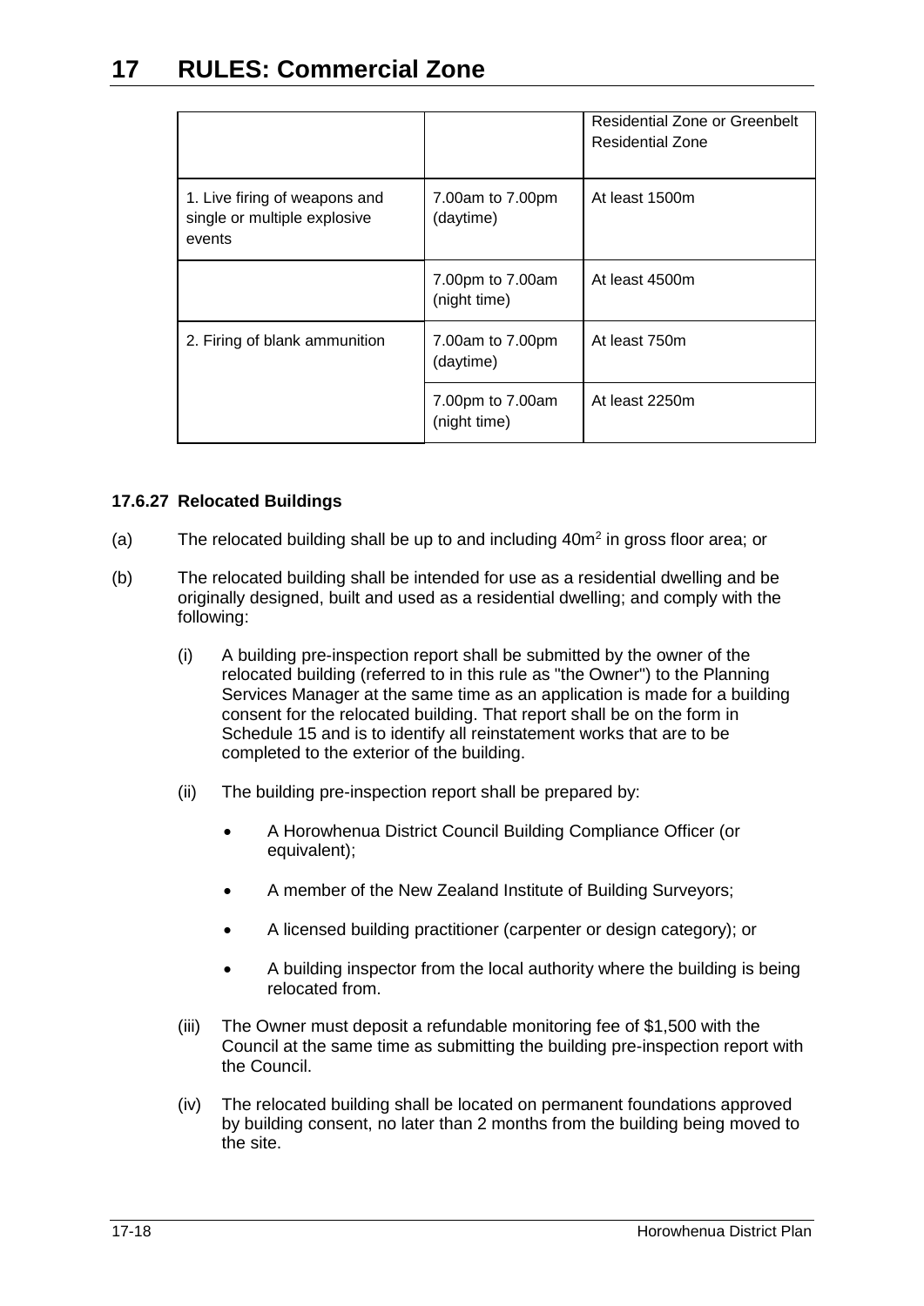# 17 RULES: Commercial Zone

| | | Residential Zone or Greenbelt Residential Zone |
|---|---|---|
| 1. Live firing of weapons and single or multiple explosive events | 7.00am to 7.00pm (daytime) | At least 1500m |
| | 7.00pm to 7.00am (night time) | At least 4500m |
| 2. Firing of blank ammunition | 7.00am to 7.00pm (daytime) | At least 750m |
| | 7.00pm to 7.00am (night time) | At least 2250m |

**17.6.27 Relocated Buildings**

(a) The relocated building shall be up to and including $40m^2$ in gross floor area; or

(b) The relocated building shall be intended for use as a residential dwelling and be originally designed, built and used as a residential dwelling; and comply with the following:

(i) A building pre-inspection report shall be submitted by the owner of the relocated building (referred to in this rule as "the Owner") to the Planning Services Manager at the same time as an application is made for a building consent for the relocated building. That report shall be on the form in Schedule 15 and is to identify all reinstatement works that are to be completed to the exterior of the building.

(ii) The building pre-inspection report shall be prepared by:

- A Horowhenua District Council Building Compliance Officer (or equivalent);
- A member of the New Zealand Institute of Building Surveyors;
- A licensed building practitioner (carpenter or design category); or
- A building inspector from the local authority where the building is being relocated from.

(iii) The Owner must deposit a refundable monitoring fee of $1,500 with the Council at the same time as submitting the building pre-inspection report with the Council.

(iv) The relocated building shall be located on permanent foundations approved by building consent, no later than 2 months from the building being moved to the site.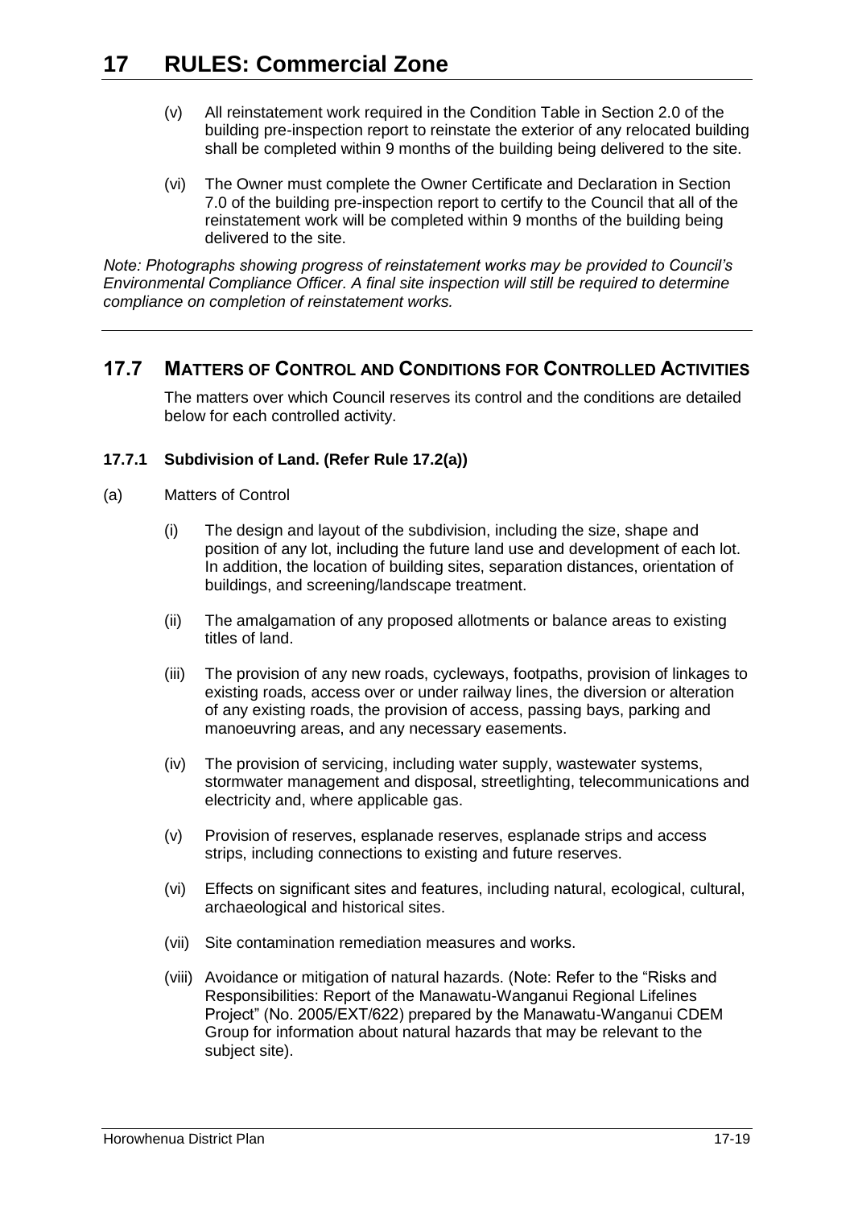(v) All reinstatement work required in the Condition Table in Section 2.0 of the building pre-inspection report to reinstate the exterior of any relocated building shall be completed within 9 months of the building being delivered to the site.

(vi) The Owner must complete the Owner Certificate and Declaration in Section 7.0 of the building pre-inspection report to certify to the Council that all of the reinstatement work will be completed within 9 months of the building being delivered to the site.

*Note: Photographs showing progress of reinstatement works may be provided to Council's Environmental Compliance Officer. A final site inspection will still be required to determine compliance on completion of reinstatement works.*

## 17.7 MATTERS OF CONTROL AND CONDITIONS FOR CONTROLLED ACTIVITIES

The matters over which Council reserves its control and the conditions are detailed below for each controlled activity.

### 17.7.1 Subdivision of Land. (Refer Rule 17.2(a))

(a) Matters of Control

(i) The design and layout of the subdivision, including the size, shape and position of any lot, including the future land use and development of each lot. In addition, the location of building sites, separation distances, orientation of buildings, and screening/landscape treatment.

(ii) The amalgamation of any proposed allotments or balance areas to existing titles of land.

(iii) The provision of any new roads, cycleways, footpaths, provision of linkages to existing roads, access over or under railway lines, the diversion or alteration of any existing roads, the provision of access, passing bays, parking and manoeuvring areas, and any necessary easements.

(iv) The provision of servicing, including water supply, wastewater systems, stormwater management and disposal, streetlighting, telecommunications and electricity and, where applicable gas.

(v) Provision of reserves, esplanade reserves, esplanade strips and access strips, including connections to existing and future reserves.

(vi) Effects on significant sites and features, including natural, ecological, cultural, archaeological and historical sites.

(vii) Site contamination remediation measures and works.

(viii) Avoidance or mitigation of natural hazards. (Note: Refer to the "Risks and Responsibilities: Report of the Manawatu-Wanganui Regional Lifelines Project" (No. 2005/EXT/622) prepared by the Manawatu-Wanganui CDEM Group for information about natural hazards that may be relevant to the subject site).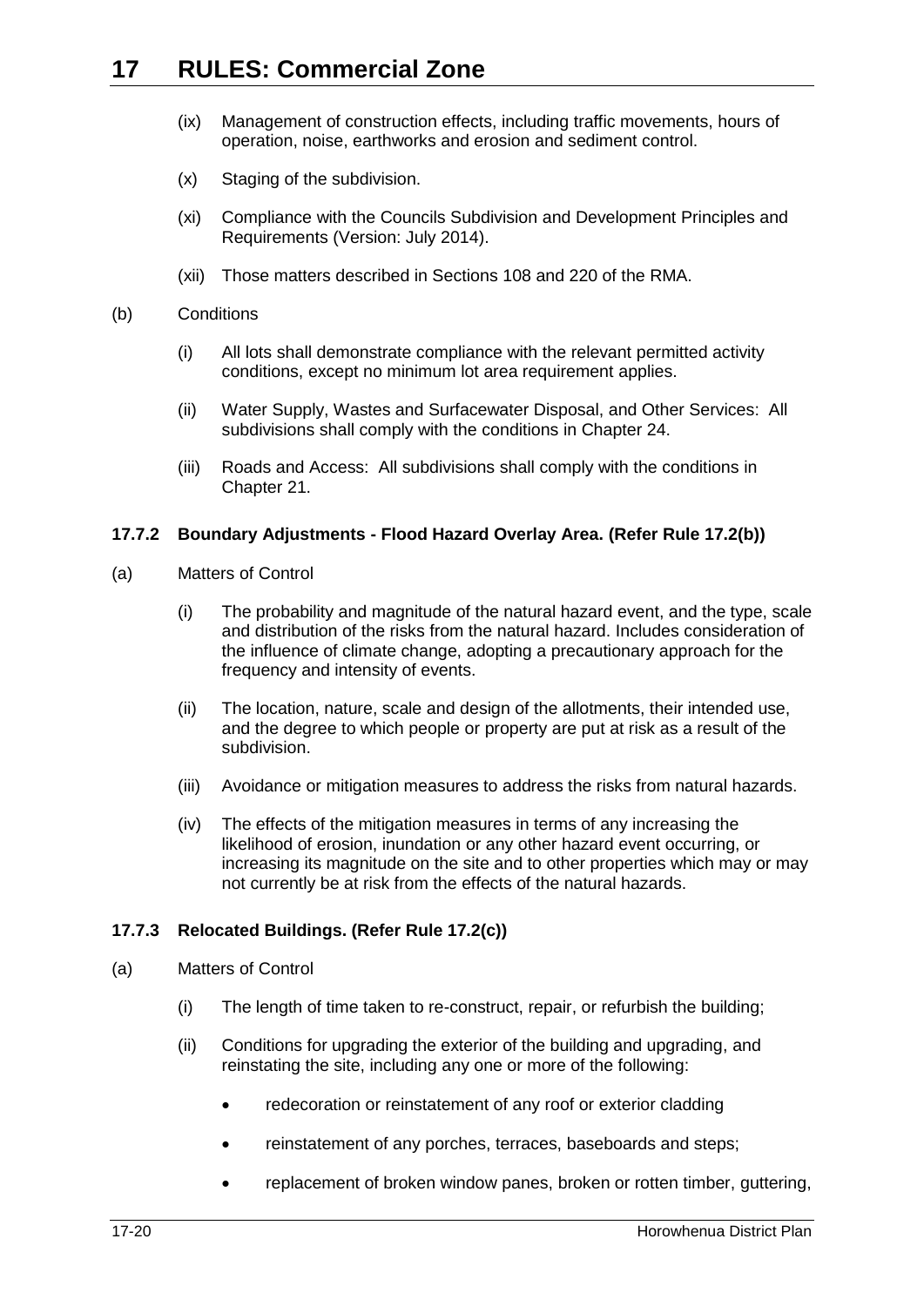(ix) Management of construction effects, including traffic movements, hours of operation, noise, earthworks and erosion and sediment control.

(x) Staging of the subdivision.

(xi) Compliance with the Councils Subdivision and Development Principles and Requirements (Version: July 2014).

(xii) Those matters described in Sections 108 and 220 of the RMA.

(b) Conditions

(i) All lots shall demonstrate compliance with the relevant permitted activity conditions, except no minimum lot area requirement applies.

(ii) Water Supply, Wastes and Surfacewater Disposal, and Other Services: All subdivisions shall comply with the conditions in Chapter 24.

(iii) Roads and Access: All subdivisions shall comply with the conditions in Chapter 21.

### 17.7.2 Boundary Adjustments - Flood Hazard Overlay Area. (Refer Rule 17.2(b))

(a) Matters of Control

(i) The probability and magnitude of the natural hazard event, and the type, scale and distribution of the risks from the natural hazard. Includes consideration of the influence of climate change, adopting a precautionary approach for the frequency and intensity of events.

(ii) The location, nature, scale and design of the allotments, their intended use, and the degree to which people or property are put at risk as a result of the subdivision.

(iii) Avoidance or mitigation measures to address the risks from natural hazards.

(iv) The effects of the mitigation measures in terms of any increasing the likelihood of erosion, inundation or any other hazard event occurring, or increasing its magnitude on the site and to other properties which may or may not currently be at risk from the effects of the natural hazards.

### 17.7.3 Relocated Buildings. (Refer Rule 17.2(c))

(a) Matters of Control

(i) The length of time taken to re-construct, repair, or refurbish the building;

(ii) Conditions for upgrading the exterior of the building and upgrading, and reinstating the site, including any one or more of the following:

- redecoration or reinstatement of any roof or exterior cladding
- reinstatement of any porches, terraces, baseboards and steps;
- replacement of broken window panes, broken or rotten timber, guttering,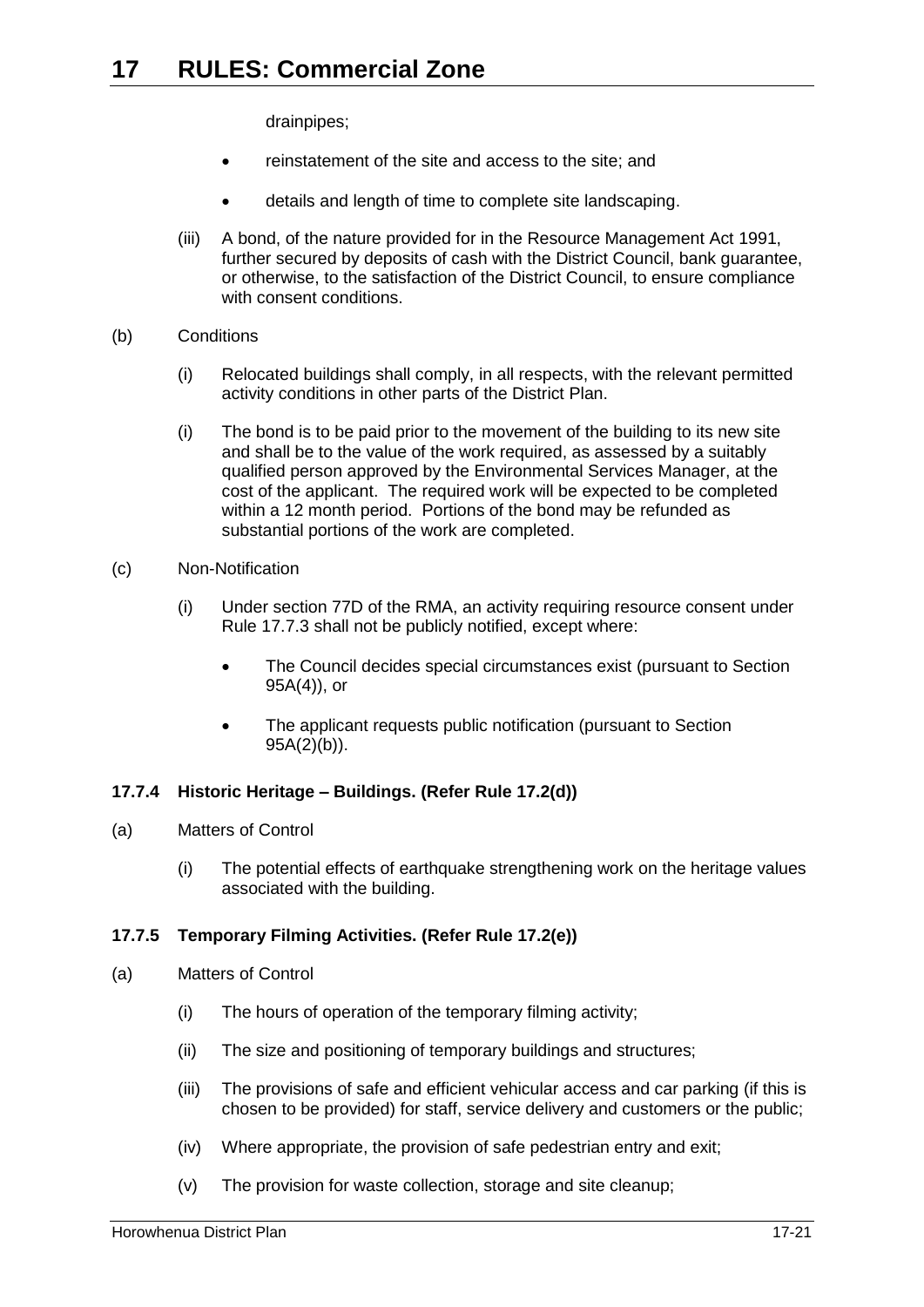drainpipes;

- reinstatement of the site and access to the site; and
- details and length of time to complete site landscaping.

(iii) A bond, of the nature provided for in the Resource Management Act 1991, further secured by deposits of cash with the District Council, bank guarantee, or otherwise, to the satisfaction of the District Council, to ensure compliance with consent conditions.

(b) Conditions

(i) Relocated buildings shall comply, in all respects, with the relevant permitted activity conditions in other parts of the District Plan.

(i) The bond is to be paid prior to the movement of the building to its new site and shall be to the value of the work required, as assessed by a suitably qualified person approved by the Environmental Services Manager, at the cost of the applicant. The required work will be expected to be completed within a 12 month period. Portions of the bond may be refunded as substantial portions of the work are completed.

(c) Non-Notification

(i) Under section 77D of the RMA, an activity requiring resource consent under Rule 17.7.3 shall not be publicly notified, except where:

- The Council decides special circumstances exist (pursuant to Section 95A(4)), or
- The applicant requests public notification (pursuant to Section 95A(2)(b)).

### 17.7.4 Historic Heritage – Buildings. (Refer Rule 17.2(d))

(a) Matters of Control

(i) The potential effects of earthquake strengthening work on the heritage values associated with the building.

### 17.7.5 Temporary Filming Activities. (Refer Rule 17.2(e))

(a) Matters of Control

(i) The hours of operation of the temporary filming activity;

(ii) The size and positioning of temporary buildings and structures;

(iii) The provisions of safe and efficient vehicular access and car parking (if this is chosen to be provided) for staff, service delivery and customers or the public;

(iv) Where appropriate, the provision of safe pedestrian entry and exit;

(v) The provision for waste collection, storage and site cleanup;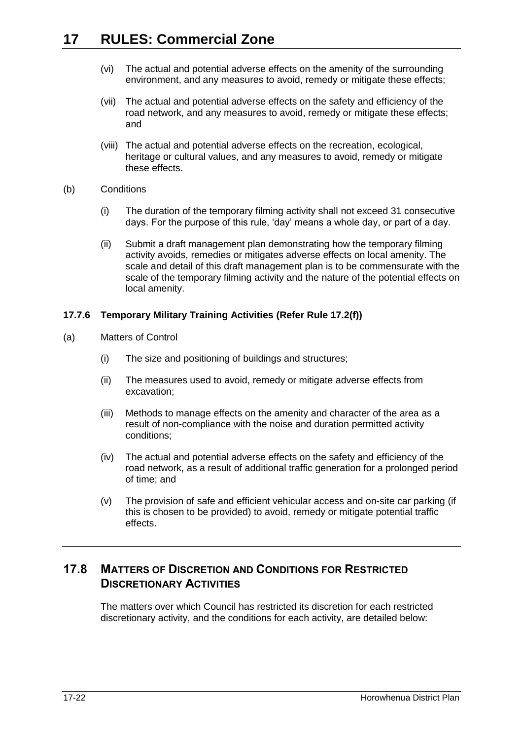(vi) The actual and potential adverse effects on the amenity of the surrounding environment, and any measures to avoid, remedy or mitigate these effects;

(vii) The actual and potential adverse effects on the safety and efficiency of the road network, and any measures to avoid, remedy or mitigate these effects; and

(viii) The actual and potential adverse effects on the recreation, ecological, heritage or cultural values, and any measures to avoid, remedy or mitigate these effects.

(b) Conditions

(i) The duration of the temporary filming activity shall not exceed 31 consecutive days. For the purpose of this rule, 'day' means a whole day, or part of a day.

(ii) Submit a draft management plan demonstrating how the temporary filming activity avoids, remedies or mitigates adverse effects on local amenity. The scale and detail of this draft management plan is to be commensurate with the scale of the temporary filming activity and the nature of the potential effects on local amenity.

#### 17.7.6 Temporary Military Training Activities (Refer Rule 17.2(f))

(a) Matters of Control

(i) The size and positioning of buildings and structures;

(ii) The measures used to avoid, remedy or mitigate adverse effects from excavation;

(iii) Methods to manage effects on the amenity and character of the area as a result of non-compliance with the noise and duration permitted activity conditions;

(iv) The actual and potential adverse effects on the safety and efficiency of the road network, as a result of additional traffic generation for a prolonged period of time; and

(v) The provision of safe and efficient vehicular access and on-site car parking (if this is chosen to be provided) to avoid, remedy or mitigate potential traffic effects.

---

## 17.8 Matters of Discretion and Conditions for Restricted Discretionary Activities

The matters over which Council has restricted its discretion for each restricted discretionary activity, and the conditions for each activity, are detailed below: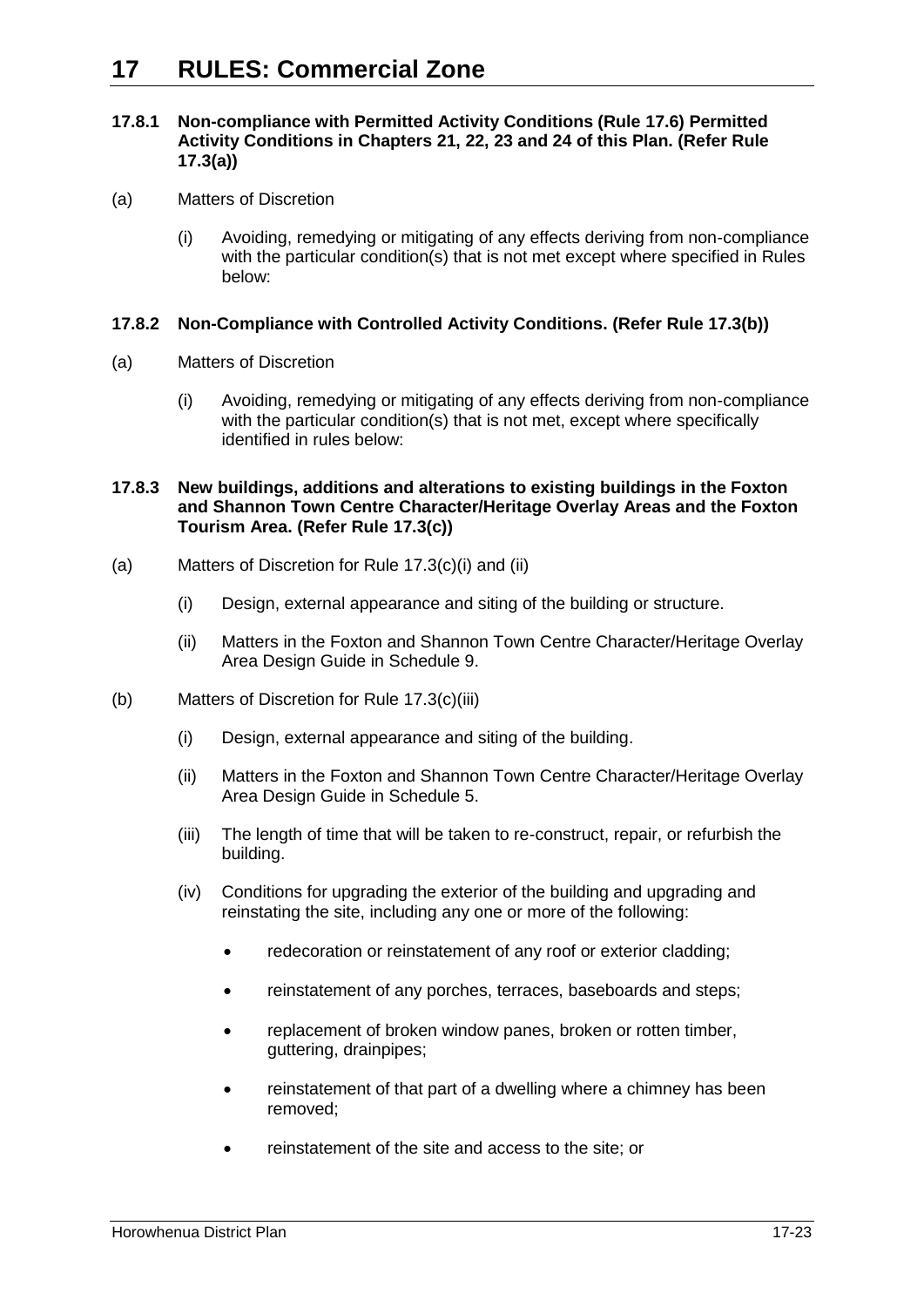# 17 RULES: Commercial Zone

**17.8.1 Non-compliance with Permitted Activity Conditions (Rule 17.6) Permitted Activity Conditions in Chapters 21, 22, 23 and 24 of this Plan. (Refer Rule 17.3(a))**

(a) Matters of Discretion

(i) Avoiding, remedying or mitigating of any effects deriving from non-compliance with the particular condition(s) that is not met except where specified in Rules below:

**17.8.2 Non-Compliance with Controlled Activity Conditions. (Refer Rule 17.3(b))**

(a) Matters of Discretion

(i) Avoiding, remedying or mitigating of any effects deriving from non-compliance with the particular condition(s) that is not met, except where specifically identified in rules below:

**17.8.3 New buildings, additions and alterations to existing buildings in the Foxton and Shannon Town Centre Character/Heritage Overlay Areas and the Foxton Tourism Area. (Refer Rule 17.3(c))**

(a) Matters of Discretion for Rule 17.3(c)(i) and (ii)

(i) Design, external appearance and siting of the building or structure.

(ii) Matters in the Foxton and Shannon Town Centre Character/Heritage Overlay Area Design Guide in Schedule 9.

(b) Matters of Discretion for Rule 17.3(c)(iii)

(i) Design, external appearance and siting of the building.

(ii) Matters in the Foxton and Shannon Town Centre Character/Heritage Overlay Area Design Guide in Schedule 5.

(iii) The length of time that will be taken to re-construct, repair, or refurbish the building.

(iv) Conditions for upgrading the exterior of the building and upgrading and reinstating the site, including any one or more of the following:

- redecoration or reinstatement of any roof or exterior cladding;
- reinstatement of any porches, terraces, baseboards and steps;
- replacement of broken window panes, broken or rotten timber, guttering, drainpipes;
- reinstatement of that part of a dwelling where a chimney has been removed;
- reinstatement of the site and access to the site; or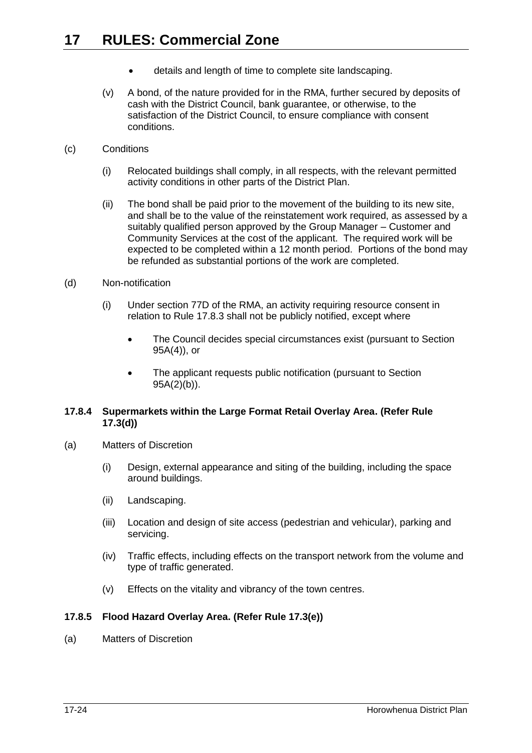- details and length of time to complete site landscaping.

(v) A bond, of the nature provided for in the RMA, further secured by deposits of cash with the District Council, bank guarantee, or otherwise, to the satisfaction of the District Council, to ensure compliance with consent conditions.

(c) Conditions

(i) Relocated buildings shall comply, in all respects, with the relevant permitted activity conditions in other parts of the District Plan.

(ii) The bond shall be paid prior to the movement of the building to its new site, and shall be to the value of the reinstatement work required, as assessed by a suitably qualified person approved by the Group Manager – Customer and Community Services at the cost of the applicant. The required work will be expected to be completed within a 12 month period. Portions of the bond may be refunded as substantial portions of the work are completed.

(d) Non-notification

(i) Under section 77D of the RMA, an activity requiring resource consent in relation to Rule 17.8.3 shall not be publicly notified, except where

- The Council decides special circumstances exist (pursuant to Section 95A(4)), or
- The applicant requests public notification (pursuant to Section 95A(2)(b)).

**17.8.4 Supermarkets within the Large Format Retail Overlay Area. (Refer Rule 17.3(d))**

(a) Matters of Discretion

(i) Design, external appearance and siting of the building, including the space around buildings.

(ii) Landscaping.

(iii) Location and design of site access (pedestrian and vehicular), parking and servicing.

(iv) Traffic effects, including effects on the transport network from the volume and type of traffic generated.

(v) Effects on the vitality and vibrancy of the town centres.

**17.8.5 Flood Hazard Overlay Area. (Refer Rule 17.3(e))**

(a) Matters of Discretion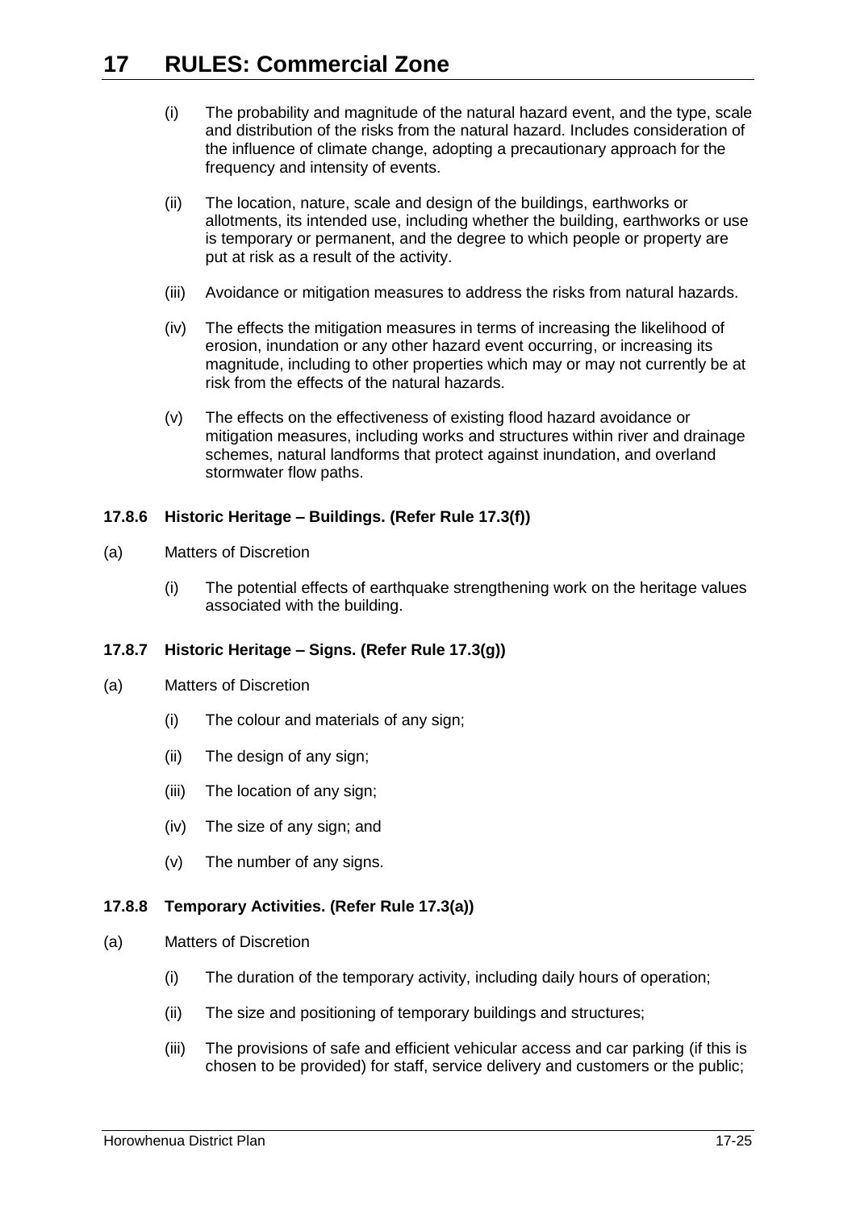(i) The probability and magnitude of the natural hazard event, and the type, scale and distribution of the risks from the natural hazard. Includes consideration of the influence of climate change, adopting a precautionary approach for the frequency and intensity of events.

(ii) The location, nature, scale and design of the buildings, earthworks or allotments, its intended use, including whether the building, earthworks or use is temporary or permanent, and the degree to which people or property are put at risk as a result of the activity.

(iii) Avoidance or mitigation measures to address the risks from natural hazards.

(iv) The effects the mitigation measures in terms of increasing the likelihood of erosion, inundation or any other hazard event occurring, or increasing its magnitude, including to other properties which may or may not currently be at risk from the effects of the natural hazards.

(v) The effects on the effectiveness of existing flood hazard avoidance or mitigation measures, including works and structures within river and drainage schemes, natural landforms that protect against inundation, and overland stormwater flow paths.

### 17.8.6 Historic Heritage – Buildings. (Refer Rule 17.3(f))

(a) Matters of Discretion

(i) The potential effects of earthquake strengthening work on the heritage values associated with the building.

### 17.8.7 Historic Heritage – Signs. (Refer Rule 17.3(g))

(a) Matters of Discretion

(i) The colour and materials of any sign;

(ii) The design of any sign;

(iii) The location of any sign;

(iv) The size of any sign; and

(v) The number of any signs.

### 17.8.8 Temporary Activities. (Refer Rule 17.3(a))

(a) Matters of Discretion

(i) The duration of the temporary activity, including daily hours of operation;

(ii) The size and positioning of temporary buildings and structures;

(iii) The provisions of safe and efficient vehicular access and car parking (if this is chosen to be provided) for staff, service delivery and customers or the public;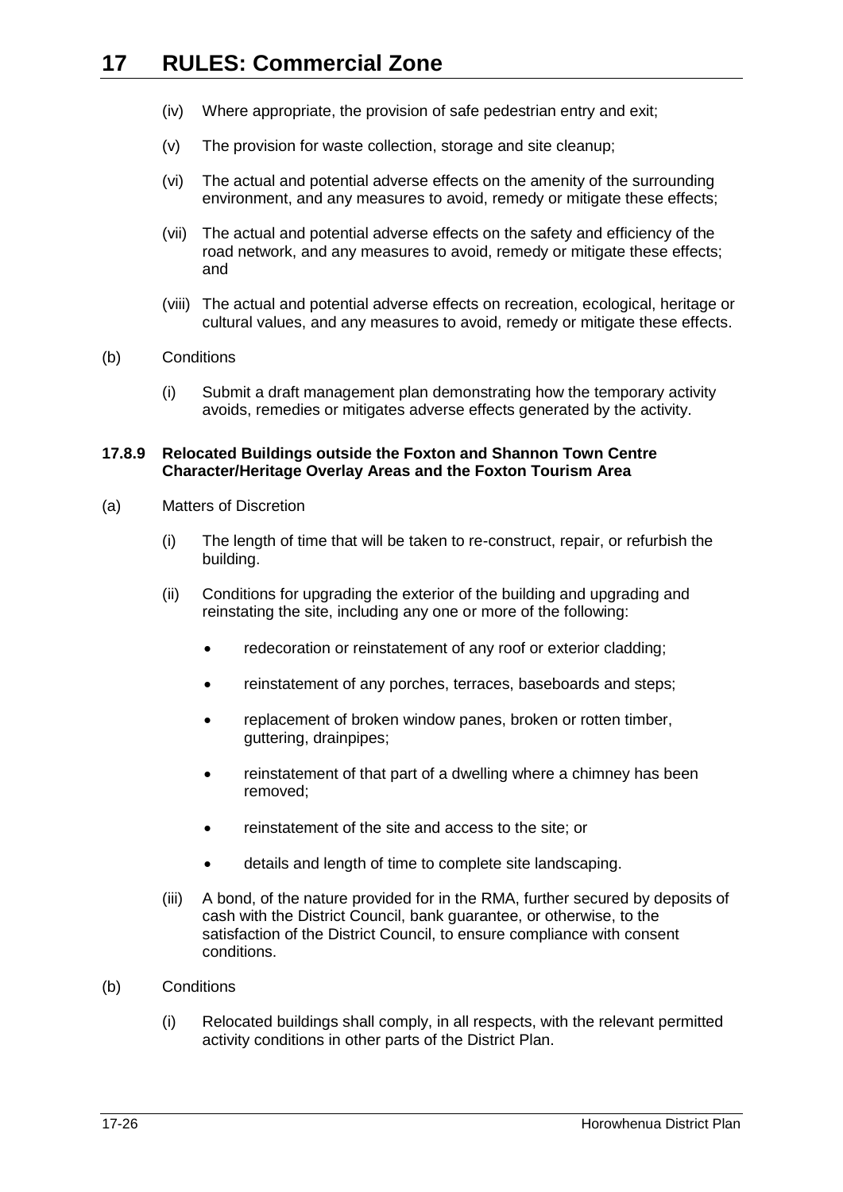(iv) Where appropriate, the provision of safe pedestrian entry and exit;

(v) The provision for waste collection, storage and site cleanup;

(vi) The actual and potential adverse effects on the amenity of the surrounding environment, and any measures to avoid, remedy or mitigate these effects;

(vii) The actual and potential adverse effects on the safety and efficiency of the road network, and any measures to avoid, remedy or mitigate these effects; and

(viii) The actual and potential adverse effects on recreation, ecological, heritage or cultural values, and any measures to avoid, remedy or mitigate these effects.

(b) Conditions

(i) Submit a draft management plan demonstrating how the temporary activity avoids, remedies or mitigates adverse effects generated by the activity.

**17.8.9 Relocated Buildings outside the Foxton and Shannon Town Centre Character/Heritage Overlay Areas and the Foxton Tourism Area**

(a) Matters of Discretion

(i) The length of time that will be taken to re-construct, repair, or refurbish the building.

(ii) Conditions for upgrading the exterior of the building and upgrading and reinstating the site, including any one or more of the following:

- redecoration or reinstatement of any roof or exterior cladding;
- reinstatement of any porches, terraces, baseboards and steps;
- replacement of broken window panes, broken or rotten timber, guttering, drainpipes;
- reinstatement of that part of a dwelling where a chimney has been removed;
- reinstatement of the site and access to the site; or
- details and length of time to complete site landscaping.

(iii) A bond, of the nature provided for in the RMA, further secured by deposits of cash with the District Council, bank guarantee, or otherwise, to the satisfaction of the District Council, to ensure compliance with consent conditions.

(b) Conditions

(i) Relocated buildings shall comply, in all respects, with the relevant permitted activity conditions in other parts of the District Plan.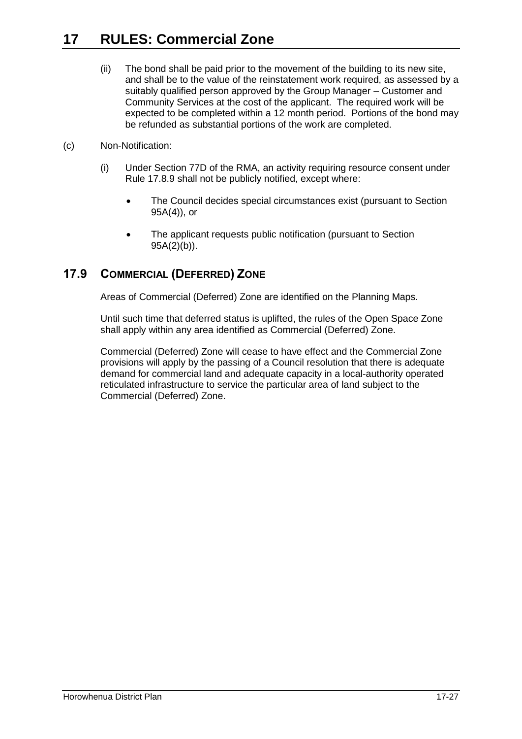(ii) The bond shall be paid prior to the movement of the building to its new site, and shall be to the value of the reinstatement work required, as assessed by a suitably qualified person approved by the Group Manager – Customer and Community Services at the cost of the applicant. The required work will be expected to be completed within a 12 month period. Portions of the bond may be refunded as substantial portions of the work are completed.

(c) Non-Notification:

(i) Under Section 77D of the RMA, an activity requiring resource consent under Rule 17.8.9 shall not be publicly notified, except where:

- The Council decides special circumstances exist (pursuant to Section 95A(4)), or
- The applicant requests public notification (pursuant to Section 95A(2)(b)).

## 17.9 Commercial (Deferred) Zone

Areas of Commercial (Deferred) Zone are identified on the Planning Maps.

Until such time that deferred status is uplifted, the rules of the Open Space Zone shall apply within any area identified as Commercial (Deferred) Zone.

Commercial (Deferred) Zone will cease to have effect and the Commercial Zone provisions will apply by the passing of a Council resolution that there is adequate demand for commercial land and adequate capacity in a local-authority operated reticulated infrastructure to service the particular area of land subject to the Commercial (Deferred) Zone.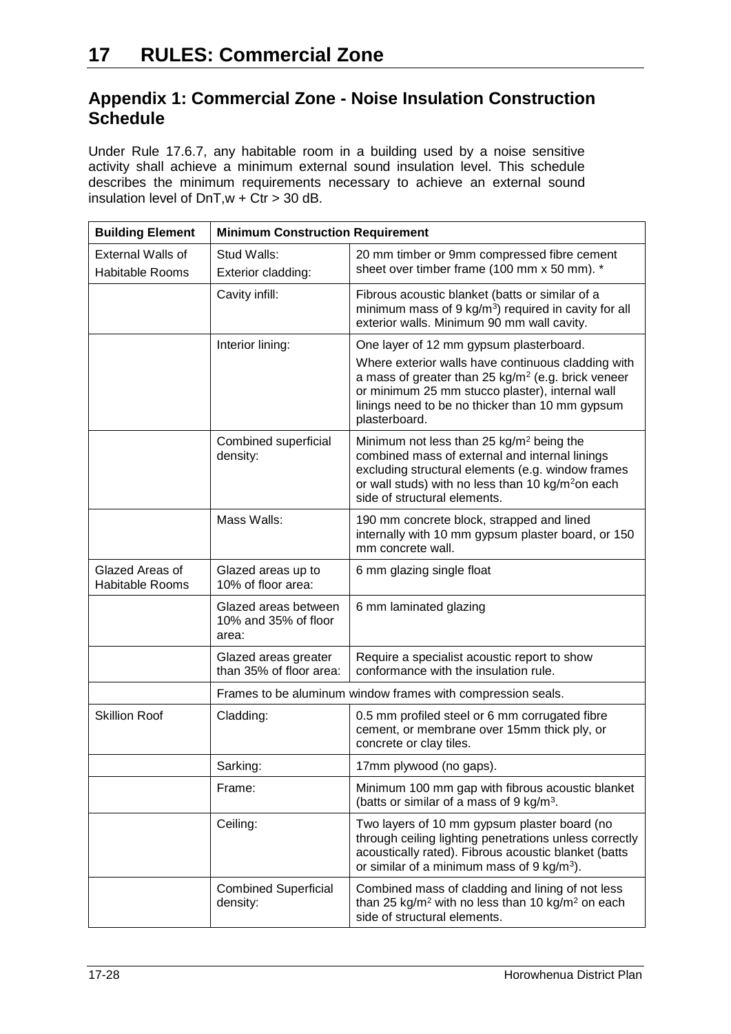# 17 RULES: Commercial Zone

## Appendix 1: Commercial Zone - Noise Insulation Construction Schedule

Under Rule 17.6.7, any habitable room in a building used by a noise sensitive activity shall achieve a minimum external sound insulation level. This schedule describes the minimum requirements necessary to achieve an external sound insulation level of DnT,w + Ctr > 30 dB.

| Building Element | Minimum Construction Requirement | |
|---|---|---|
| External Walls of Habitable Rooms | Stud Walls:<br>Exterior cladding: | 20 mm timber or 9mm compressed fibre cement sheet over timber frame (100 mm x 50 mm). * |
| | Cavity infill: | Fibrous acoustic blanket (batts or similar of a minimum mass of 9 kg/m$^3$) required in cavity for all exterior walls. Minimum 90 mm wall cavity. |
| | Interior lining: | One layer of 12 mm gypsum plasterboard.<br>Where exterior walls have continuous cladding with a mass of greater than 25 kg/m$^2$ (e.g. brick veneer or minimum 25 mm stucco plaster), internal wall linings need to be no thicker than 10 mm gypsum plasterboard. |
| | Combined superficial density: | Minimum not less than 25 kg/m$^2$ being the combined mass of external and internal linings excluding structural elements (e.g. window frames or wall studs) with no less than 10 kg/m$^2$on each side of structural elements. |
| | Mass Walls: | 190 mm concrete block, strapped and lined internally with 10 mm gypsum plaster board, or 150 mm concrete wall. |
| Glazed Areas of Habitable Rooms | Glazed areas up to 10% of floor area: | 6 mm glazing single float |
| | Glazed areas between 10% and 35% of floor area: | 6 mm laminated glazing |
| | Glazed areas greater than 35% of floor area: | Require a specialist acoustic report to show conformance with the insulation rule. |
| | Frames to be aluminum window frames with compression seals. | |
| Skillion Roof | Cladding: | 0.5 mm profiled steel or 6 mm corrugated fibre cement, or membrane over 15mm thick ply, or concrete or clay tiles. |
| | Sarking: | 17mm plywood (no gaps). |
| | Frame: | Minimum 100 mm gap with fibrous acoustic blanket (batts or similar of a mass of 9 kg/m$^3$. |
| | Ceiling: | Two layers of 10 mm gypsum plaster board (no through ceiling lighting penetrations unless correctly acoustically rated). Fibrous acoustic blanket (batts or similar of a minimum mass of 9 kg/m$^3$). |
| | Combined Superficial density: | Combined mass of cladding and lining of not less than 25 kg/m$^2$ with no less than 10 kg/m$^2$ on each side of structural elements. |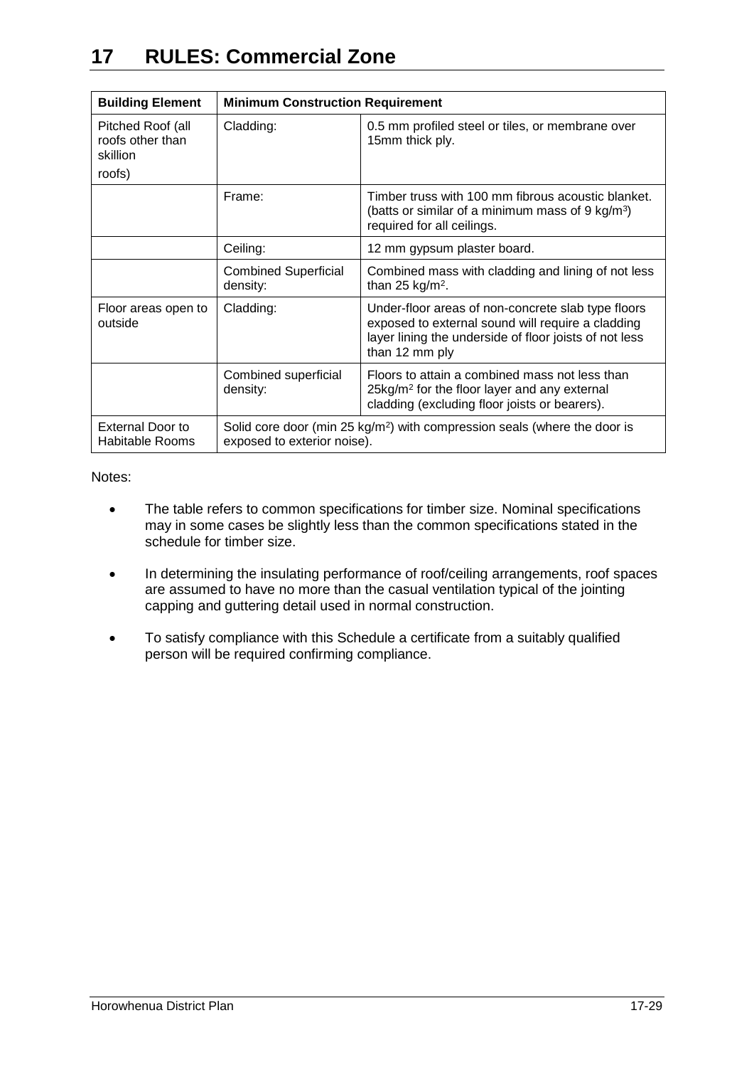# 17 RULES: Commercial Zone

| Building Element | Minimum Construction Requirement | |
|---|---|---|
| Pitched Roof (all roofs other than skillion roofs) | Cladding: | 0.5 mm profiled steel or tiles, or membrane over 15mm thick ply. |
| | Frame: | Timber truss with 100 mm fibrous acoustic blanket. (batts or similar of a minimum mass of 9 kg/m$^3$) required for all ceilings. |
| | Ceiling: | 12 mm gypsum plaster board. |
| | Combined Superficial density: | Combined mass with cladding and lining of not less than 25 kg/m$^2$. |
| Floor areas open to outside | Cladding: | Under-floor areas of non-concrete slab type floors exposed to external sound will require a cladding layer lining the underside of floor joists of not less than 12 mm ply |
| | Combined superficial density: | Floors to attain a combined mass not less than 25kg/m$^2$ for the floor layer and any external cladding (excluding floor joists or bearers). |
| External Door to Habitable Rooms | Solid core door (min 25 kg/m$^2$) with compression seals (where the door is exposed to exterior noise). | |

Notes:

- The table refers to common specifications for timber size. Nominal specifications may in some cases be slightly less than the common specifications stated in the schedule for timber size.
- In determining the insulating performance of roof/ceiling arrangements, roof spaces are assumed to have no more than the casual ventilation typical of the jointing capping and guttering detail used in normal construction.
- To satisfy compliance with this Schedule a certificate from a suitably qualified person will be required confirming compliance.